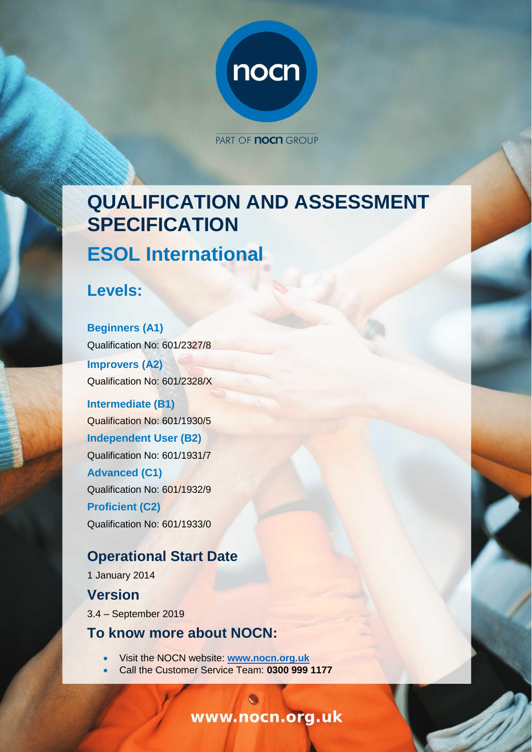nocn

PART OF **nocn** GROUP

# QUALIFICATION AND ASSESSMENT SPECIFICATION

## ESOL International

## Levels:

**Beginners (A1)**
Qualification No: 601/2327/8

**Improvers (A2)**
Qualification No: 601/2328/X

**Intermediate (B1)**
Qualification No: 601/1930/5

**Independent User (B2)**
Qualification No: 601/1931/7

**Advanced (C1)**
Qualification No: 601/1932/9

**Proficient (C2)**
Qualification No: 601/1933/0

## Operational Start Date

1 January 2014

## Version

3.4 – September 2019

## To know more about NOCN:

- Visit the NOCN website: **[www.nocn.org.uk](http://www.nocn.org.uk)**
- Call the Customer Service Team: **0300 999 1177**

**www.nocn.org.uk**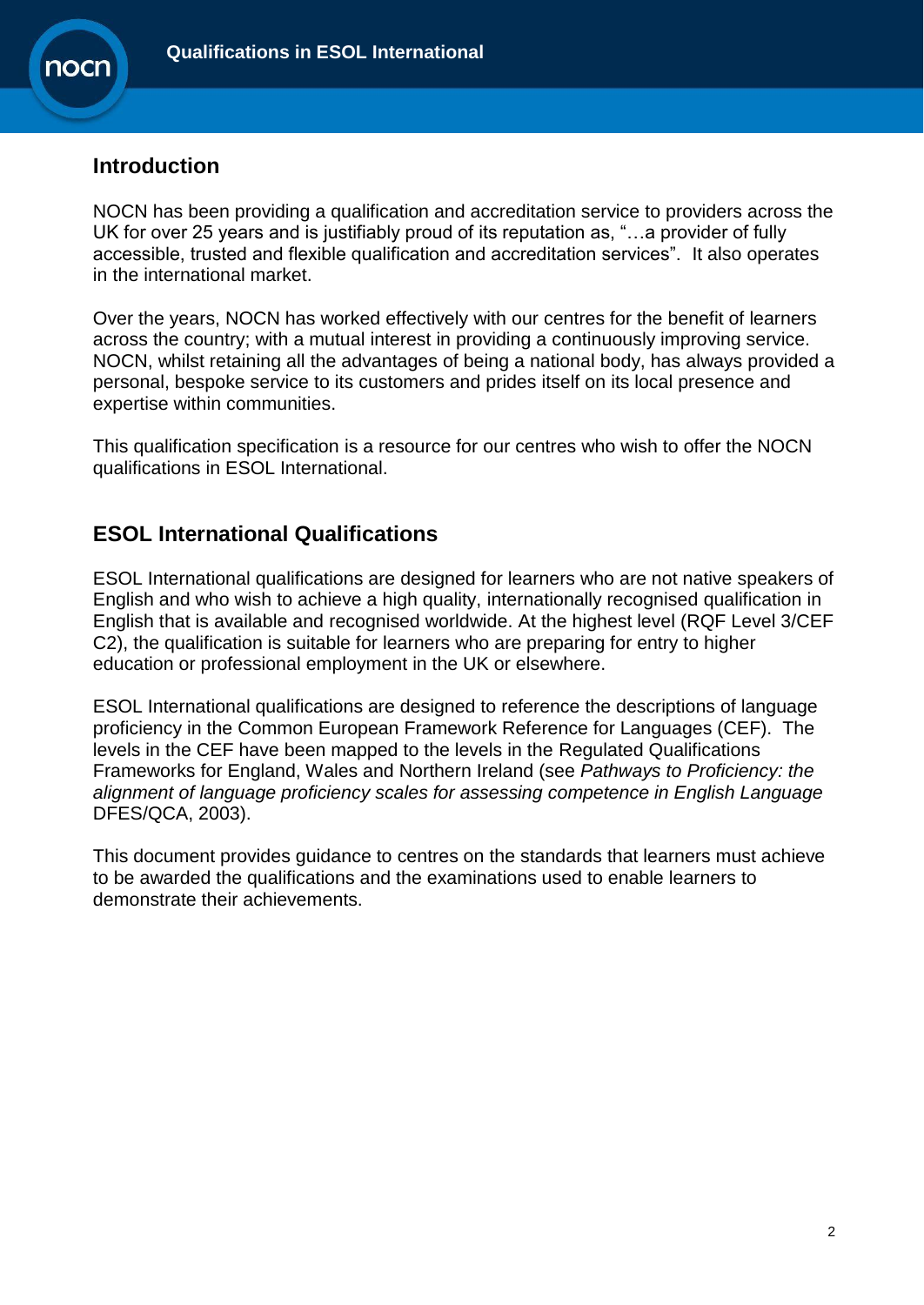## Introduction

NOCN has been providing a qualification and accreditation service to providers across the UK for over 25 years and is justifiably proud of its reputation as, "…a provider of fully accessible, trusted and flexible qualification and accreditation services". It also operates in the international market.

Over the years, NOCN has worked effectively with our centres for the benefit of learners across the country; with a mutual interest in providing a continuously improving service. NOCN, whilst retaining all the advantages of being a national body, has always provided a personal, bespoke service to its customers and prides itself on its local presence and expertise within communities.

This qualification specification is a resource for our centres who wish to offer the NOCN qualifications in ESOL International.

## ESOL International Qualifications

ESOL International qualifications are designed for learners who are not native speakers of English and who wish to achieve a high quality, internationally recognised qualification in English that is available and recognised worldwide. At the highest level (RQF Level 3/CEF C2), the qualification is suitable for learners who are preparing for entry to higher education or professional employment in the UK or elsewhere.

ESOL International qualifications are designed to reference the descriptions of language proficiency in the Common European Framework Reference for Languages (CEF). The levels in the CEF have been mapped to the levels in the Regulated Qualifications Frameworks for England, Wales and Northern Ireland (see *Pathways to Proficiency: the alignment of language proficiency scales for assessing competence in English Language* DFES/QCA, 2003).

This document provides guidance to centres on the standards that learners must achieve to be awarded the qualifications and the examinations used to enable learners to demonstrate their achievements.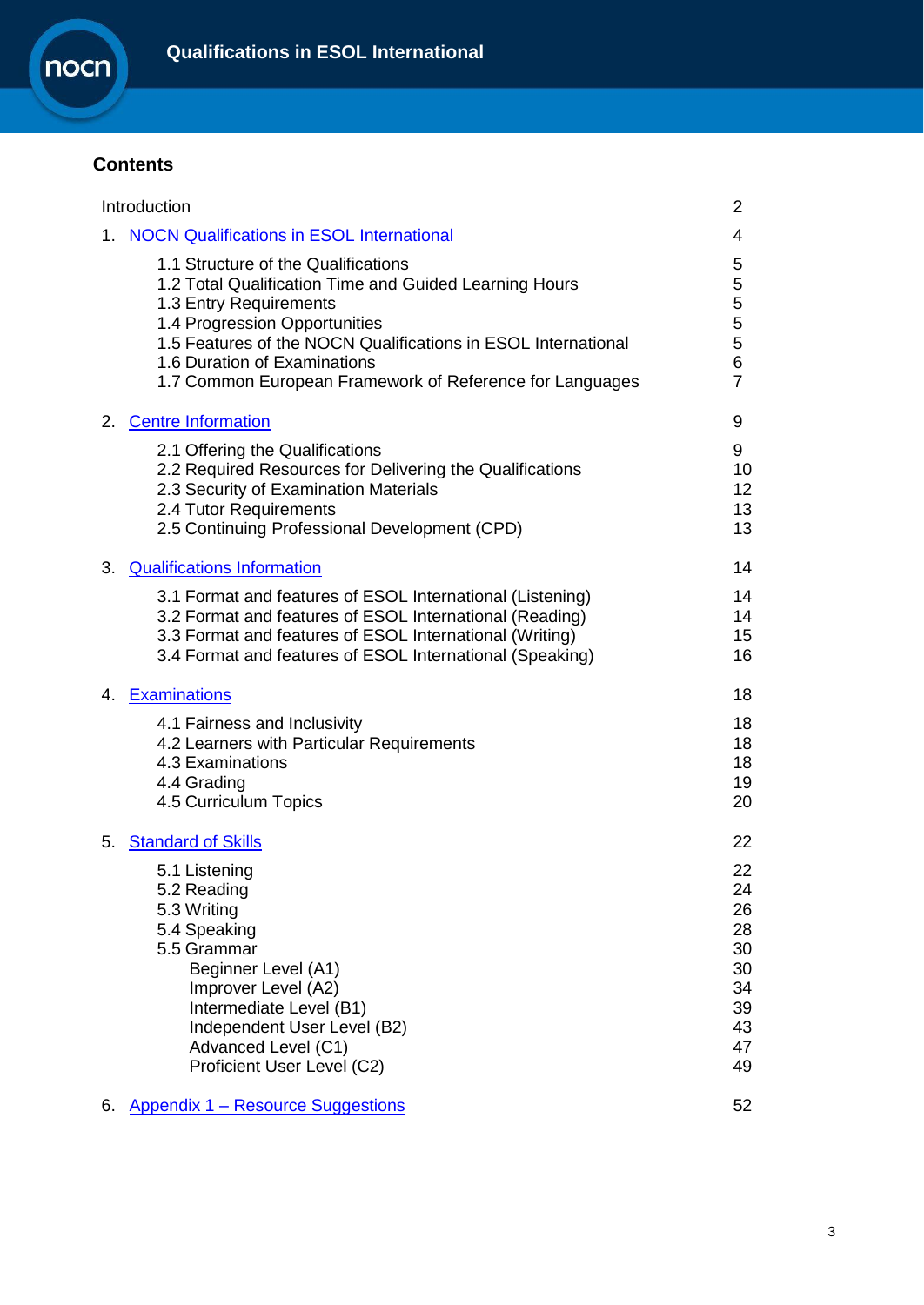## Contents

| | |
|---|---|
| Introduction | 2 |
| 1. NOCN Qualifications in ESOL International | 4 |
| 1.1 Structure of the Qualifications | 5 |
| 1.2 Total Qualification Time and Guided Learning Hours | 5 |
| 1.3 Entry Requirements | 5 |
| 1.4 Progression Opportunities | 5 |
| 1.5 Features of the NOCN Qualifications in ESOL International | 5 |
| 1.6 Duration of Examinations | 6 |
| 1.7 Common European Framework of Reference for Languages | 7 |
| 2. Centre Information | 9 |
| 2.1 Offering the Qualifications | 9 |
| 2.2 Required Resources for Delivering the Qualifications | 10 |
| 2.3 Security of Examination Materials | 12 |
| 2.4 Tutor Requirements | 13 |
| 2.5 Continuing Professional Development (CPD) | 13 |
| 3. Qualifications Information | 14 |
| 3.1 Format and features of ESOL International (Listening) | 14 |
| 3.2 Format and features of ESOL International (Reading) | 14 |
| 3.3 Format and features of ESOL International (Writing) | 15 |
| 3.4 Format and features of ESOL International (Speaking) | 16 |
| 4. Examinations | 18 |
| 4.1 Fairness and Inclusivity | 18 |
| 4.2 Learners with Particular Requirements | 18 |
| 4.3 Examinations | 18 |
| 4.4 Grading | 19 |
| 4.5 Curriculum Topics | 20 |
| 5. Standard of Skills | 22 |
| 5.1 Listening | 22 |
| 5.2 Reading | 24 |
| 5.3 Writing | 26 |
| 5.4 Speaking | 28 |
| 5.5 Grammar | 30 |
| Beginner Level (A1) | 30 |
| Improver Level (A2) | 34 |
| Intermediate Level (B1) | 39 |
| Independent User Level (B2) | 43 |
| Advanced Level (C1) | 47 |
| Proficient User Level (C2) | 49 |
| 6. Appendix 1 – Resource Suggestions | 52 |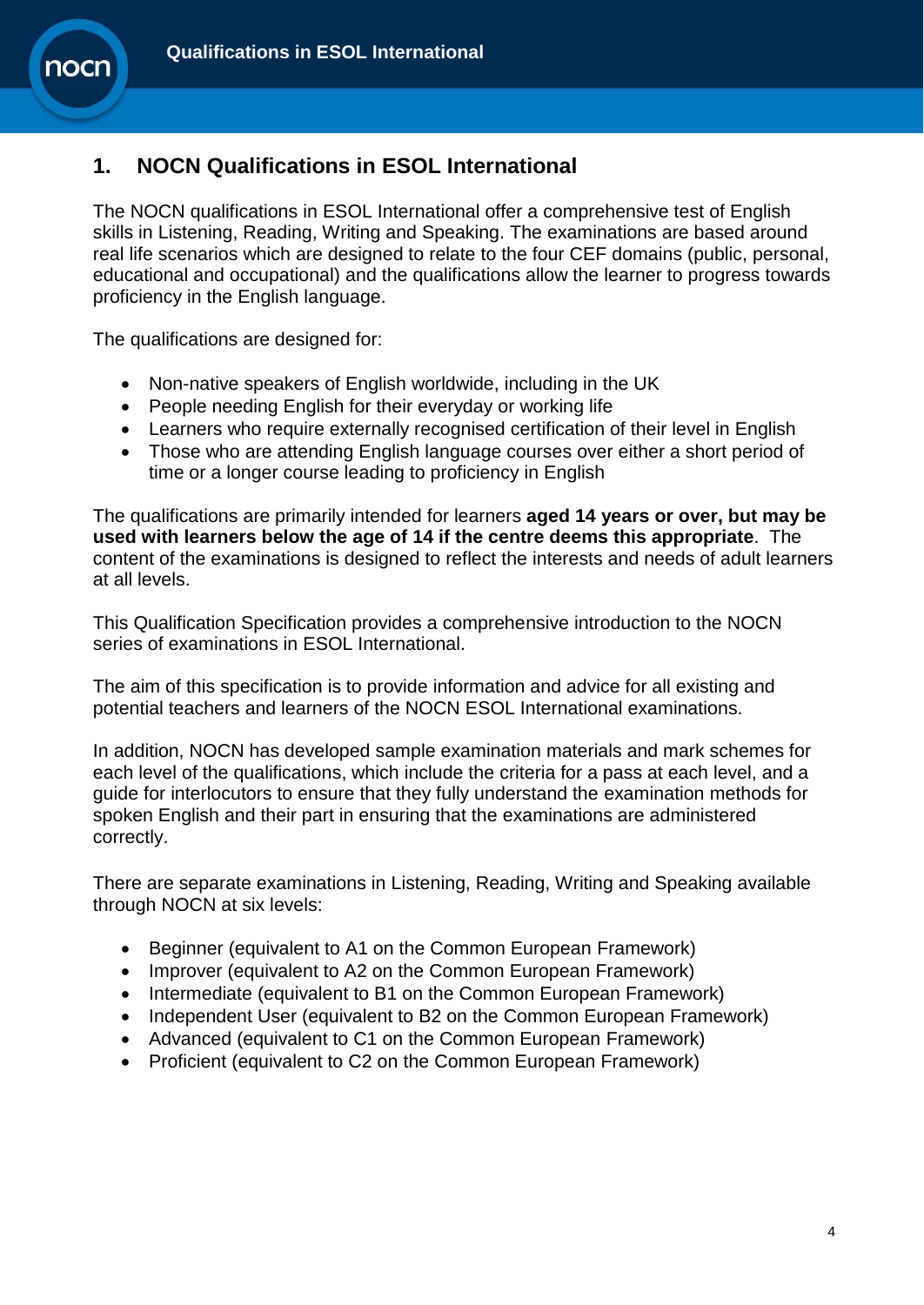## 1. NOCN Qualifications in ESOL International

The NOCN qualifications in ESOL International offer a comprehensive test of English skills in Listening, Reading, Writing and Speaking. The examinations are based around real life scenarios which are designed to relate to the four CEF domains (public, personal, educational and occupational) and the qualifications allow the learner to progress towards proficiency in the English language.

The qualifications are designed for:

- Non-native speakers of English worldwide, including in the UK
- People needing English for their everyday or working life
- Learners who require externally recognised certification of their level in English
- Those who are attending English language courses over either a short period of time or a longer course leading to proficiency in English

The qualifications are primarily intended for learners **aged 14 years or over, but may be used with learners below the age of 14 if the centre deems this appropriate**. The content of the examinations is designed to reflect the interests and needs of adult learners at all levels.

This Qualification Specification provides a comprehensive introduction to the NOCN series of examinations in ESOL International.

The aim of this specification is to provide information and advice for all existing and potential teachers and learners of the NOCN ESOL International examinations.

In addition, NOCN has developed sample examination materials and mark schemes for each level of the qualifications, which include the criteria for a pass at each level, and a guide for interlocutors to ensure that they fully understand the examination methods for spoken English and their part in ensuring that the examinations are administered correctly.

There are separate examinations in Listening, Reading, Writing and Speaking available through NOCN at six levels:

- Beginner (equivalent to A1 on the Common European Framework)
- Improver (equivalent to A2 on the Common European Framework)
- Intermediate (equivalent to B1 on the Common European Framework)
- Independent User (equivalent to B2 on the Common European Framework)
- Advanced (equivalent to C1 on the Common European Framework)
- Proficient (equivalent to C2 on the Common European Framework)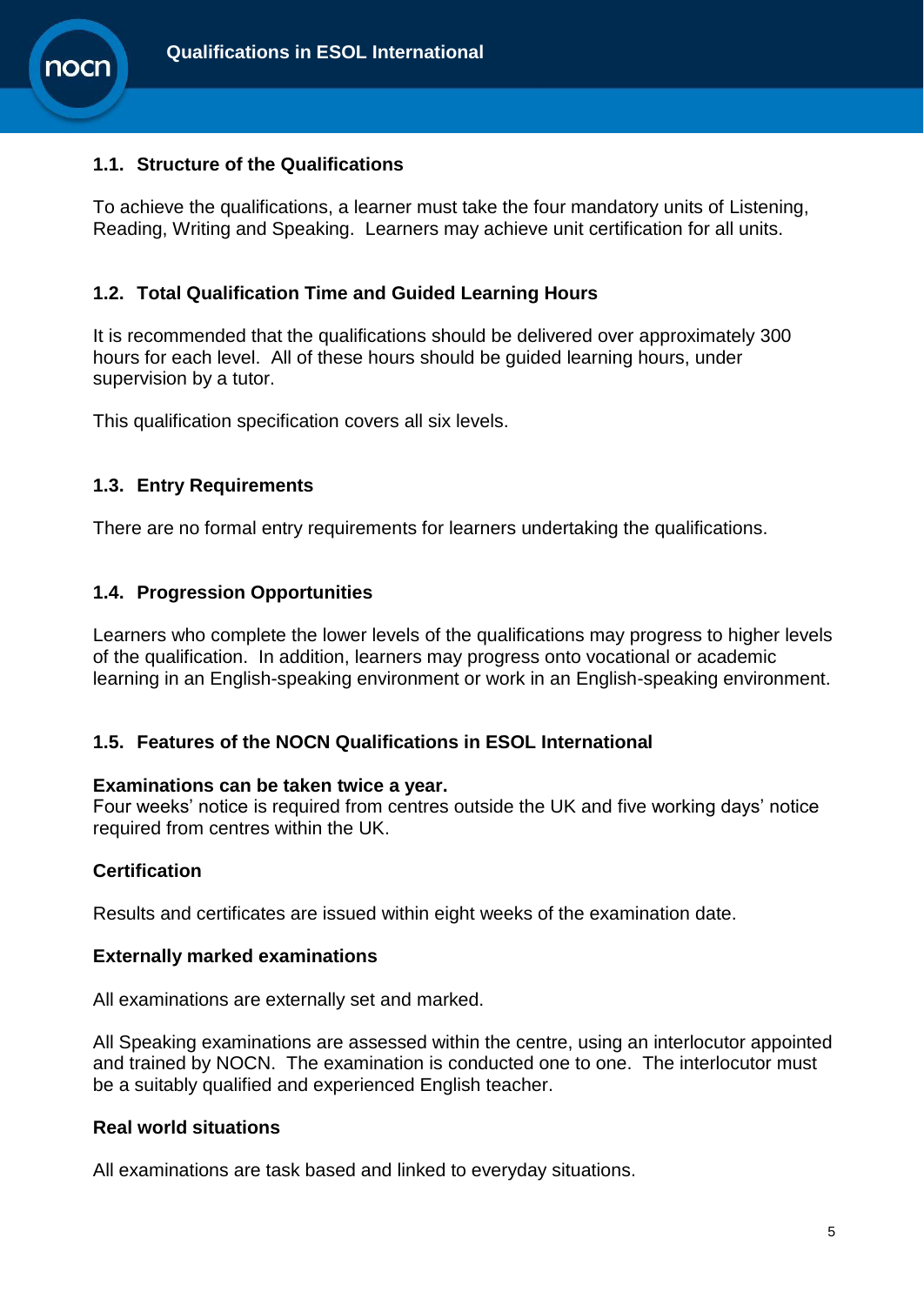## 1.1. Structure of the Qualifications

To achieve the qualifications, a learner must take the four mandatory units of Listening, Reading, Writing and Speaking. Learners may achieve unit certification for all units.

## 1.2. Total Qualification Time and Guided Learning Hours

It is recommended that the qualifications should be delivered over approximately 300 hours for each level. All of these hours should be guided learning hours, under supervision by a tutor.

This qualification specification covers all six levels.

## 1.3. Entry Requirements

There are no formal entry requirements for learners undertaking the qualifications.

## 1.4. Progression Opportunities

Learners who complete the lower levels of the qualifications may progress to higher levels of the qualification. In addition, learners may progress onto vocational or academic learning in an English-speaking environment or work in an English-speaking environment.

## 1.5. Features of the NOCN Qualifications in ESOL International

**Examinations can be taken twice a year.**
Four weeks' notice is required from centres outside the UK and five working days' notice required from centres within the UK.

**Certification**

Results and certificates are issued within eight weeks of the examination date.

**Externally marked examinations**

All examinations are externally set and marked.

All Speaking examinations are assessed within the centre, using an interlocutor appointed and trained by NOCN. The examination is conducted one to one. The interlocutor must be a suitably qualified and experienced English teacher.

**Real world situations**

All examinations are task based and linked to everyday situations.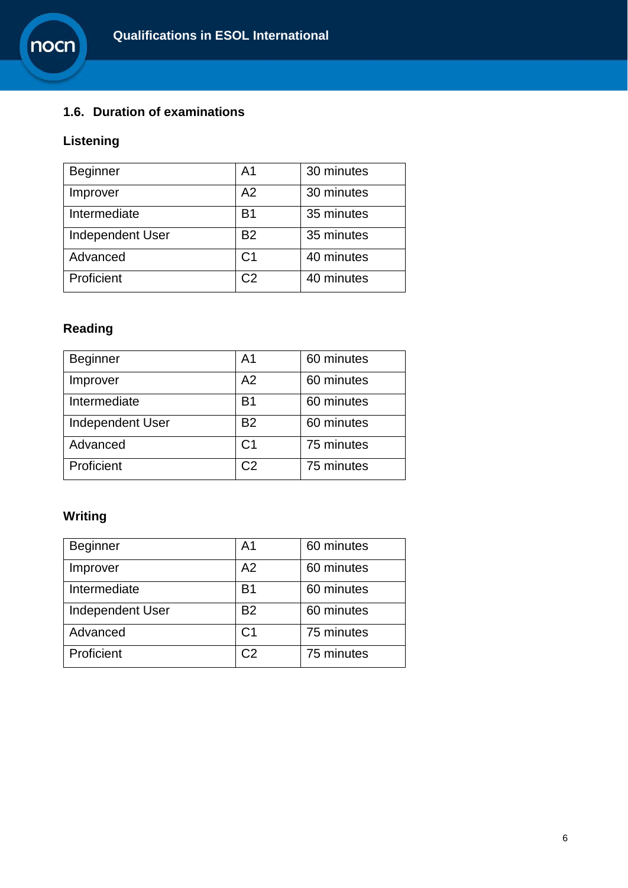## 1.6. Duration of examinations

### Listening

| Beginner | A1 | 30 minutes |
|---|---|---|
| Improver | A2 | 30 minutes |
| Intermediate | B1 | 35 minutes |
| Independent User | B2 | 35 minutes |
| Advanced | C1 | 40 minutes |
| Proficient | C2 | 40 minutes |

### Reading

| Beginner | A1 | 60 minutes |
|---|---|---|
| Improver | A2 | 60 minutes |
| Intermediate | B1 | 60 minutes |
| Independent User | B2 | 60 minutes |
| Advanced | C1 | 75 minutes |
| Proficient | C2 | 75 minutes |

### Writing

| Beginner | A1 | 60 minutes |
|---|---|---|
| Improver | A2 | 60 minutes |
| Intermediate | B1 | 60 minutes |
| Independent User | B2 | 60 minutes |
| Advanced | C1 | 75 minutes |
| Proficient | C2 | 75 minutes |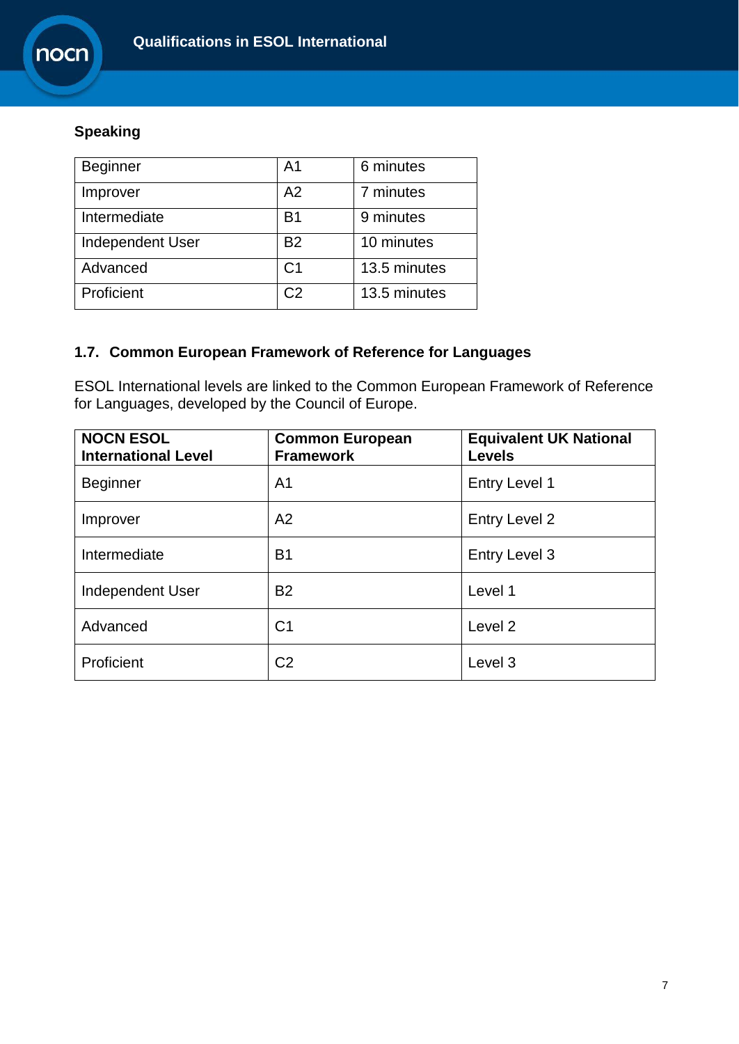**Speaking**

| Beginner | A1 | 6 minutes |
|---|---|---|
| Improver | A2 | 7 minutes |
| Intermediate | B1 | 9 minutes |
| Independent User | B2 | 10 minutes |
| Advanced | C1 | 13.5 minutes |
| Proficient | C2 | 13.5 minutes |

### 1.7. Common European Framework of Reference for Languages

ESOL International levels are linked to the Common European Framework of Reference for Languages, developed by the Council of Europe.

| NOCN ESOL International Level | Common European Framework | Equivalent UK National Levels |
|---|---|---|
| Beginner | A1 | Entry Level 1 |
| Improver | A2 | Entry Level 2 |
| Intermediate | B1 | Entry Level 3 |
| Independent User | B2 | Level 1 |
| Advanced | C1 | Level 2 |
| Proficient | C2 | Level 3 |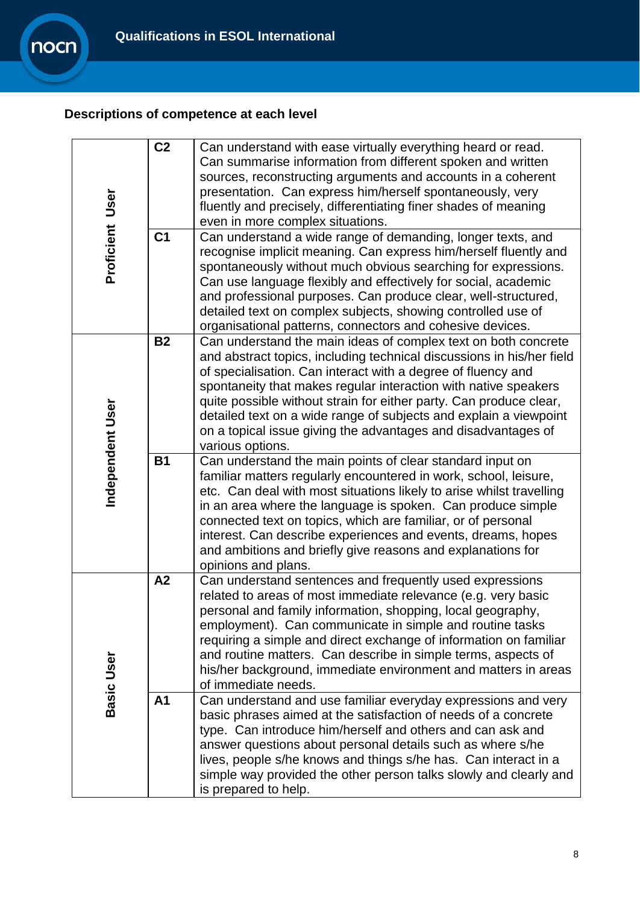## Descriptions of competence at each level

| | | |
|---|---|---|
| Proficient User | C2 | Can understand with ease virtually everything heard or read. Can summarise information from different spoken and written sources, reconstructing arguments and accounts in a coherent presentation. Can express him/herself spontaneously, very fluently and precisely, differentiating finer shades of meaning even in more complex situations. |
| | C1 | Can understand a wide range of demanding, longer texts, and recognise implicit meaning. Can express him/herself fluently and spontaneously without much obvious searching for expressions. Can use language flexibly and effectively for social, academic and professional purposes. Can produce clear, well-structured, detailed text on complex subjects, showing controlled use of organisational patterns, connectors and cohesive devices. |
| Independent User | B2 | Can understand the main ideas of complex text on both concrete and abstract topics, including technical discussions in his/her field of specialisation. Can interact with a degree of fluency and spontaneity that makes regular interaction with native speakers quite possible without strain for either party. Can produce clear, detailed text on a wide range of subjects and explain a viewpoint on a topical issue giving the advantages and disadvantages of various options. |
| | B1 | Can understand the main points of clear standard input on familiar matters regularly encountered in work, school, leisure, etc. Can deal with most situations likely to arise whilst travelling in an area where the language is spoken. Can produce simple connected text on topics, which are familiar, or of personal interest. Can describe experiences and events, dreams, hopes and ambitions and briefly give reasons and explanations for opinions and plans. |
| Basic User | A2 | Can understand sentences and frequently used expressions related to areas of most immediate relevance (e.g. very basic personal and family information, shopping, local geography, employment). Can communicate in simple and routine tasks requiring a simple and direct exchange of information on familiar and routine matters. Can describe in simple terms, aspects of his/her background, immediate environment and matters in areas of immediate needs. |
| | A1 | Can understand and use familiar everyday expressions and very basic phrases aimed at the satisfaction of needs of a concrete type. Can introduce him/herself and others and can ask and answer questions about personal details such as where s/he lives, people s/he knows and things s/he has. Can interact in a simple way provided the other person talks slowly and clearly and is prepared to help. |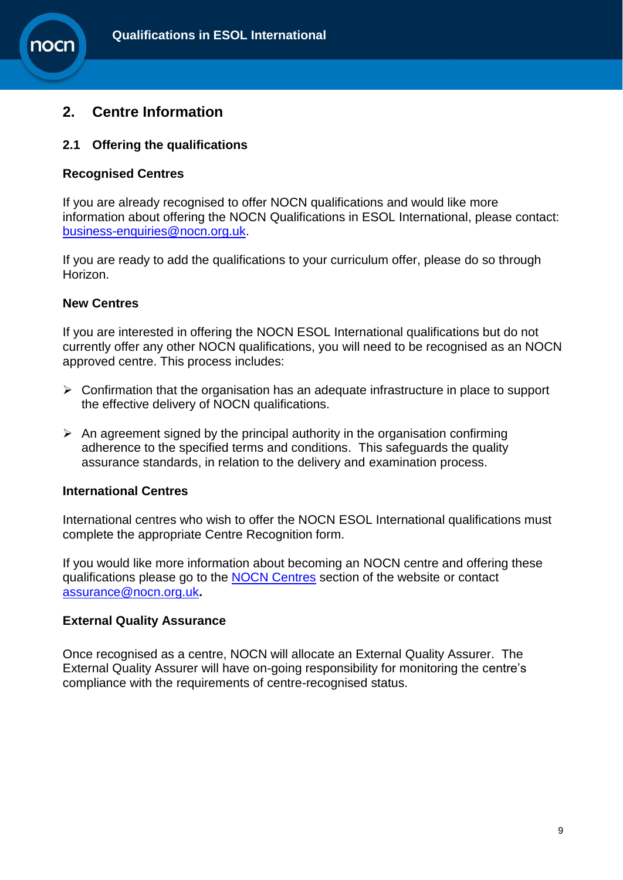## 2. Centre Information

### 2.1 Offering the qualifications

**Recognised Centres**

If you are already recognised to offer NOCN qualifications and would like more information about offering the NOCN Qualifications in ESOL International, please contact: business-enquiries@nocn.org.uk.

If you are ready to add the qualifications to your curriculum offer, please do so through Horizon.

**New Centres**

If you are interested in offering the NOCN ESOL International qualifications but do not currently offer any other NOCN qualifications, you will need to be recognised as an NOCN approved centre. This process includes:

- Confirmation that the organisation has an adequate infrastructure in place to support the effective delivery of NOCN qualifications.
- An agreement signed by the principal authority in the organisation confirming adherence to the specified terms and conditions. This safeguards the quality assurance standards, in relation to the delivery and examination process.

**International Centres**

International centres who wish to offer the NOCN ESOL International qualifications must complete the appropriate Centre Recognition form.

If you would like more information about becoming an NOCN centre and offering these qualifications please go to the NOCN Centres section of the website or contact assurance@nocn.org.uk**.**

**External Quality Assurance**

Once recognised as a centre, NOCN will allocate an External Quality Assurer. The External Quality Assurer will have on-going responsibility for monitoring the centre's compliance with the requirements of centre-recognised status.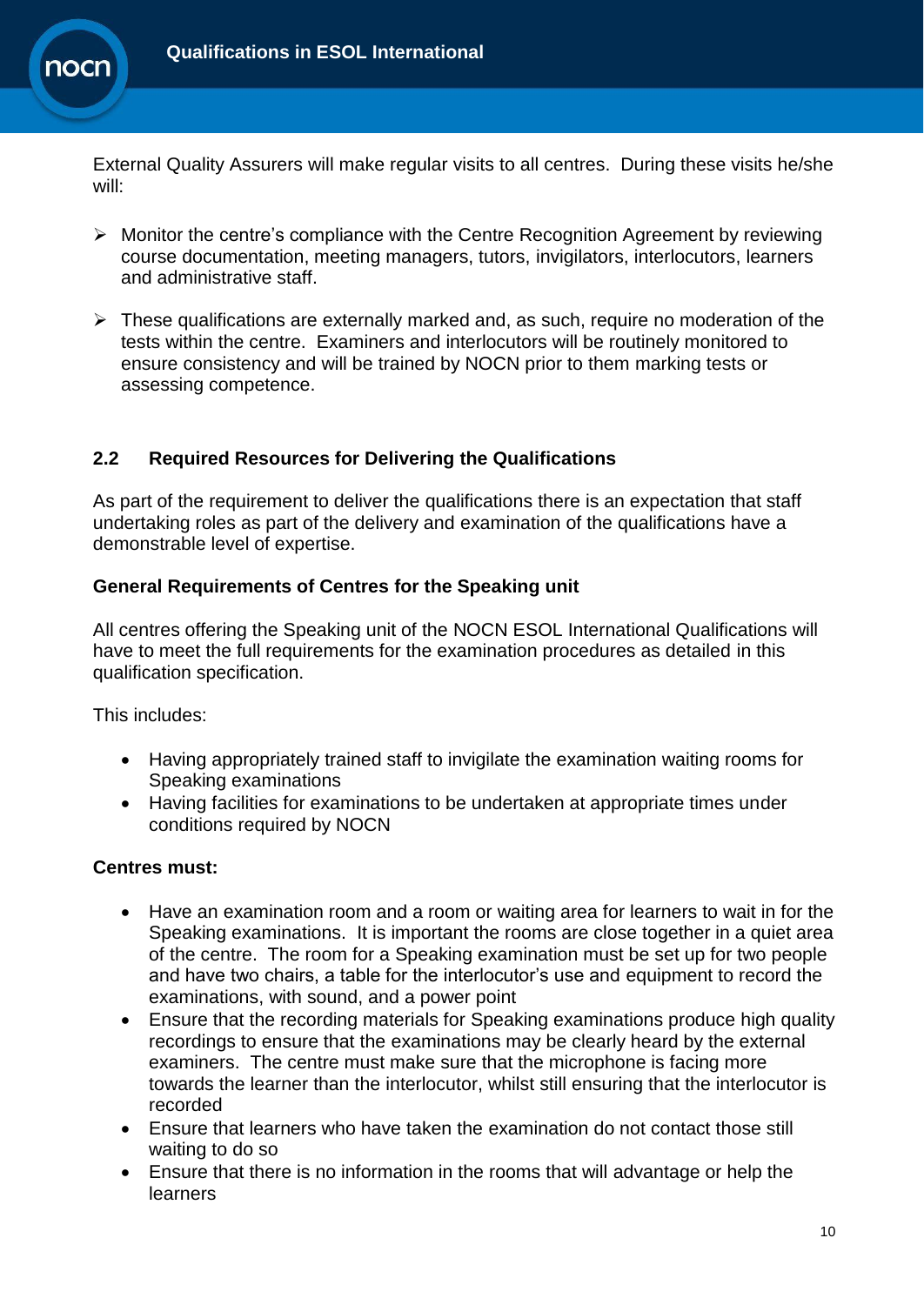External Quality Assurers will make regular visits to all centres. During these visits he/she will:

- Monitor the centre's compliance with the Centre Recognition Agreement by reviewing course documentation, meeting managers, tutors, invigilators, interlocutors, learners and administrative staff.

- These qualifications are externally marked and, as such, require no moderation of the tests within the centre. Examiners and interlocutors will be routinely monitored to ensure consistency and will be trained by NOCN prior to them marking tests or assessing competence.

### 2.2 Required Resources for Delivering the Qualifications

As part of the requirement to deliver the qualifications there is an expectation that staff undertaking roles as part of the delivery and examination of the qualifications have a demonstrable level of expertise.

**General Requirements of Centres for the Speaking unit**

All centres offering the Speaking unit of the NOCN ESOL International Qualifications will have to meet the full requirements for the examination procedures as detailed in this qualification specification.

This includes:

- Having appropriately trained staff to invigilate the examination waiting rooms for Speaking examinations
- Having facilities for examinations to be undertaken at appropriate times under conditions required by NOCN

**Centres must:**

- Have an examination room and a room or waiting area for learners to wait in for the Speaking examinations. It is important the rooms are close together in a quiet area of the centre. The room for a Speaking examination must be set up for two people and have two chairs, a table for the interlocutor's use and equipment to record the examinations, with sound, and a power point
- Ensure that the recording materials for Speaking examinations produce high quality recordings to ensure that the examinations may be clearly heard by the external examiners. The centre must make sure that the microphone is facing more towards the learner than the interlocutor, whilst still ensuring that the interlocutor is recorded
- Ensure that learners who have taken the examination do not contact those still waiting to do so
- Ensure that there is no information in the rooms that will advantage or help the learners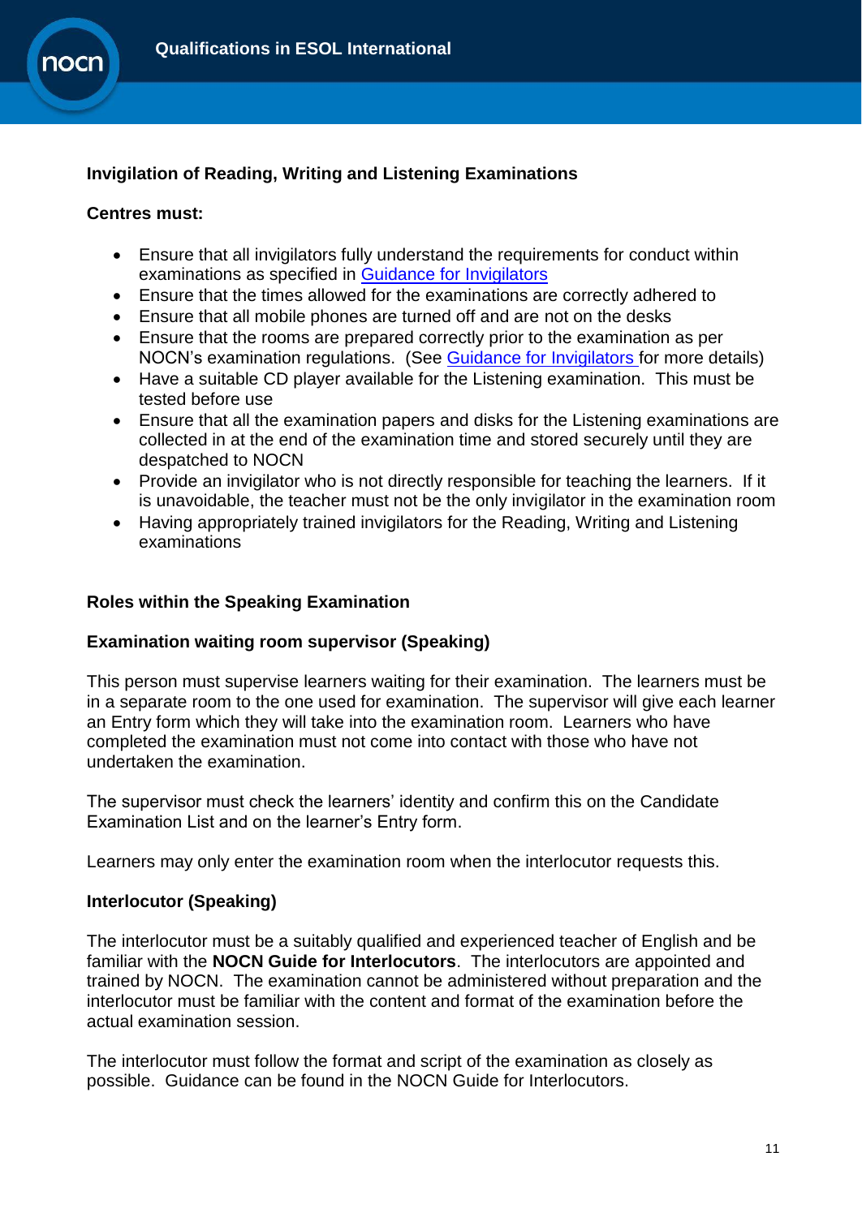### Invigilation of Reading, Writing and Listening Examinations

**Centres must:**

- Ensure that all invigilators fully understand the requirements for conduct within examinations as specified in Guidance for Invigilators
- Ensure that the times allowed for the examinations are correctly adhered to
- Ensure that all mobile phones are turned off and are not on the desks
- Ensure that the rooms are prepared correctly prior to the examination as per NOCN's examination regulations. (See Guidance for Invigilators for more details)
- Have a suitable CD player available for the Listening examination. This must be tested before use
- Ensure that all the examination papers and disks for the Listening examinations are collected in at the end of the examination time and stored securely until they are despatched to NOCN
- Provide an invigilator who is not directly responsible for teaching the learners. If it is unavoidable, the teacher must not be the only invigilator in the examination room
- Having appropriately trained invigilators for the Reading, Writing and Listening examinations

### Roles within the Speaking Examination

#### Examination waiting room supervisor (Speaking)

This person must supervise learners waiting for their examination. The learners must be in a separate room to the one used for examination. The supervisor will give each learner an Entry form which they will take into the examination room. Learners who have completed the examination must not come into contact with those who have not undertaken the examination.

The supervisor must check the learners' identity and confirm this on the Candidate Examination List and on the learner's Entry form.

Learners may only enter the examination room when the interlocutor requests this.

#### Interlocutor (Speaking)

The interlocutor must be a suitably qualified and experienced teacher of English and be familiar with the **NOCN Guide for Interlocutors**. The interlocutors are appointed and trained by NOCN. The examination cannot be administered without preparation and the interlocutor must be familiar with the content and format of the examination before the actual examination session.

The interlocutor must follow the format and script of the examination as closely as possible. Guidance can be found in the NOCN Guide for Interlocutors.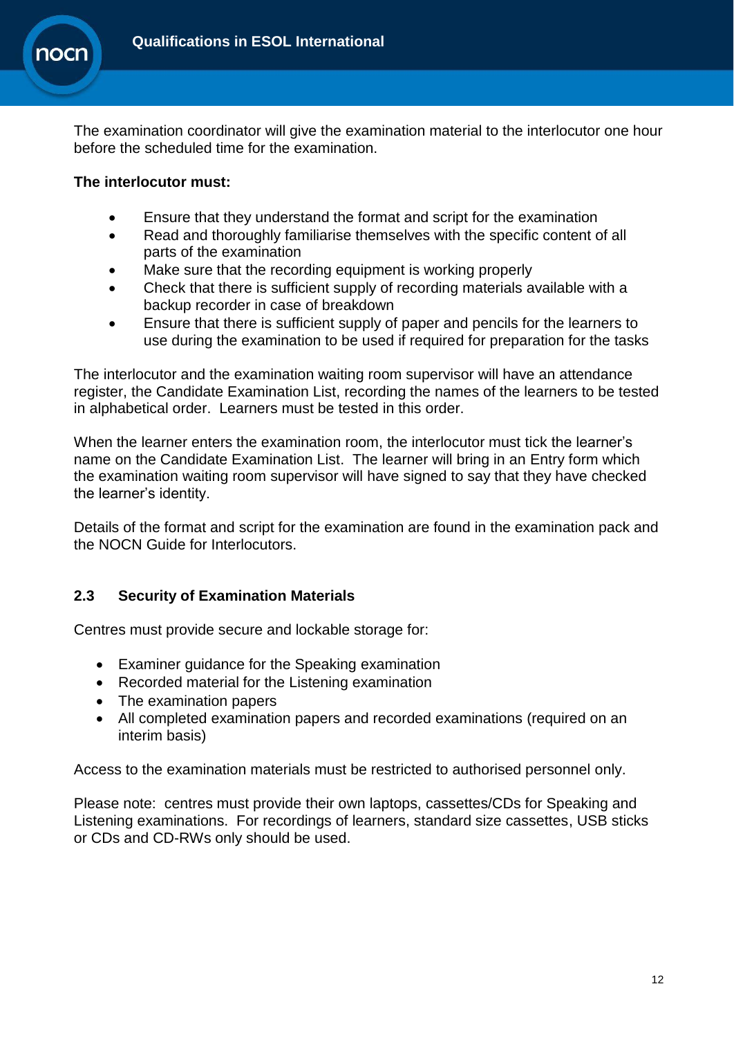The examination coordinator will give the examination material to the interlocutor one hour before the scheduled time for the examination.

**The interlocutor must:**

- Ensure that they understand the format and script for the examination
- Read and thoroughly familiarise themselves with the specific content of all parts of the examination
- Make sure that the recording equipment is working properly
- Check that there is sufficient supply of recording materials available with a backup recorder in case of breakdown
- Ensure that there is sufficient supply of paper and pencils for the learners to use during the examination to be used if required for preparation for the tasks

The interlocutor and the examination waiting room supervisor will have an attendance register, the Candidate Examination List, recording the names of the learners to be tested in alphabetical order. Learners must be tested in this order.

When the learner enters the examination room, the interlocutor must tick the learner's name on the Candidate Examination List. The learner will bring in an Entry form which the examination waiting room supervisor will have signed to say that they have checked the learner's identity.

Details of the format and script for the examination are found in the examination pack and the NOCN Guide for Interlocutors.

## 2.3 Security of Examination Materials

Centres must provide secure and lockable storage for:

- Examiner guidance for the Speaking examination
- Recorded material for the Listening examination
- The examination papers
- All completed examination papers and recorded examinations (required on an interim basis)

Access to the examination materials must be restricted to authorised personnel only.

Please note: centres must provide their own laptops, cassettes/CDs for Speaking and Listening examinations. For recordings of learners, standard size cassettes, USB sticks or CDs and CD-RWs only should be used.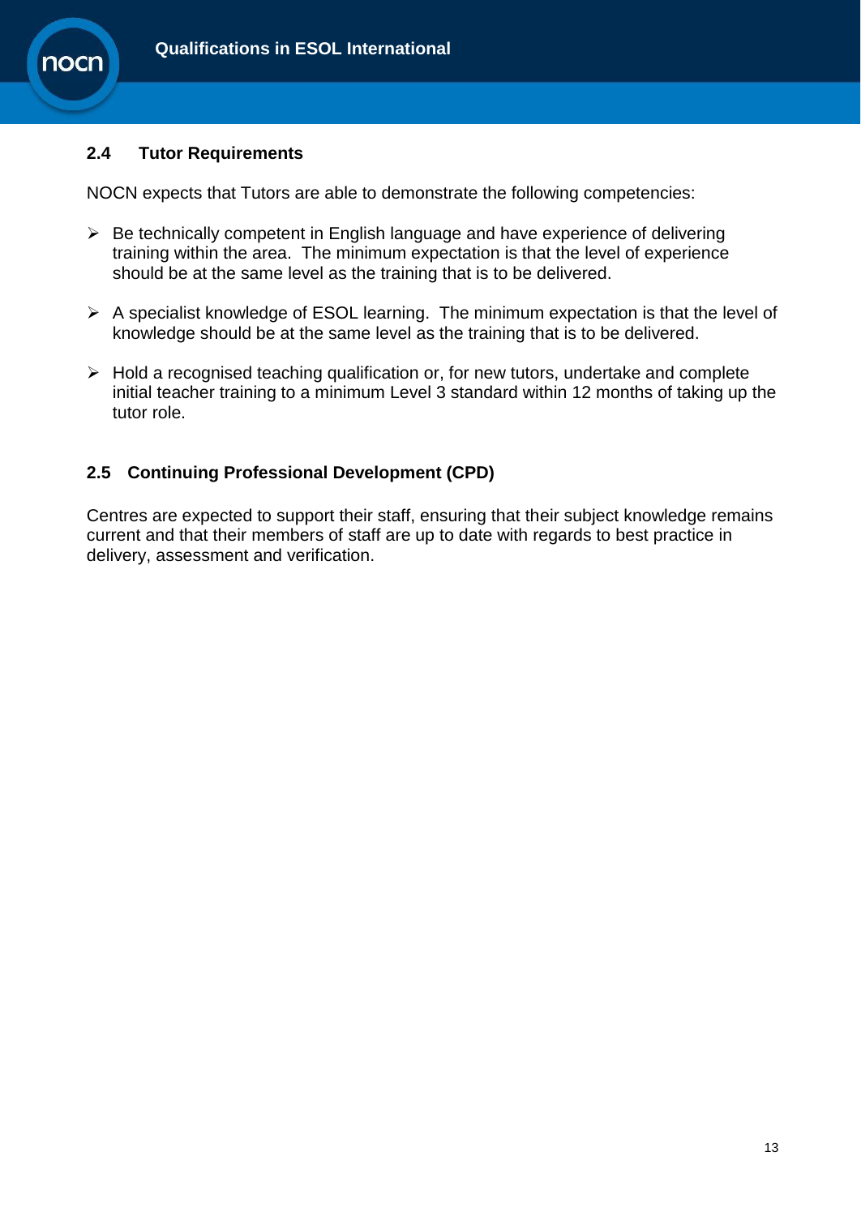## 2.4 Tutor Requirements

NOCN expects that Tutors are able to demonstrate the following competencies:

- Be technically competent in English language and have experience of delivering training within the area. The minimum expectation is that the level of experience should be at the same level as the training that is to be delivered.
- A specialist knowledge of ESOL learning. The minimum expectation is that the level of knowledge should be at the same level as the training that is to be delivered.
- Hold a recognised teaching qualification or, for new tutors, undertake and complete initial teacher training to a minimum Level 3 standard within 12 months of taking up the tutor role.

## 2.5 Continuing Professional Development (CPD)

Centres are expected to support their staff, ensuring that their subject knowledge remains current and that their members of staff are up to date with regards to best practice in delivery, assessment and verification.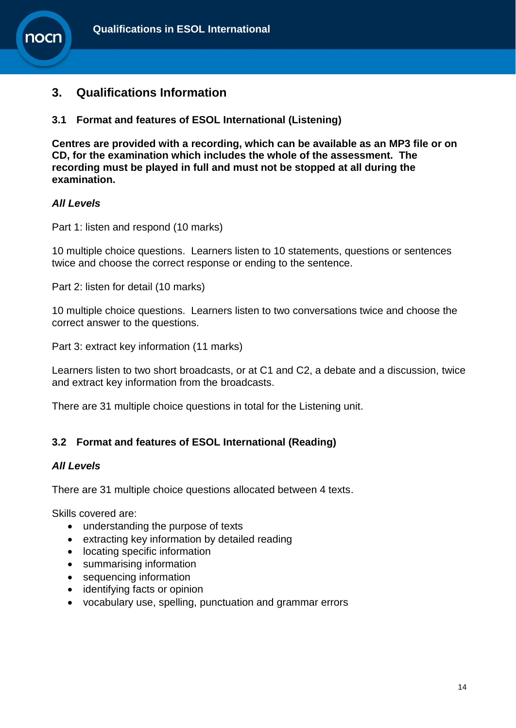# 3. Qualifications Information

## 3.1 Format and features of ESOL International (Listening)

**Centres are provided with a recording, which can be available as an MP3 file or on CD, for the examination which includes the whole of the assessment. The recording must be played in full and must not be stopped at all during the examination.**

***All Levels***

Part 1: listen and respond (10 marks)

10 multiple choice questions. Learners listen to 10 statements, questions or sentences twice and choose the correct response or ending to the sentence.

Part 2: listen for detail (10 marks)

10 multiple choice questions. Learners listen to two conversations twice and choose the correct answer to the questions.

Part 3: extract key information (11 marks)

Learners listen to two short broadcasts, or at C1 and C2, a debate and a discussion, twice and extract key information from the broadcasts.

There are 31 multiple choice questions in total for the Listening unit.

## 3.2 Format and features of ESOL International (Reading)

***All Levels***

There are 31 multiple choice questions allocated between 4 texts.

Skills covered are:

- understanding the purpose of texts
- extracting key information by detailed reading
- locating specific information
- summarising information
- sequencing information
- identifying facts or opinion
- vocabulary use, spelling, punctuation and grammar errors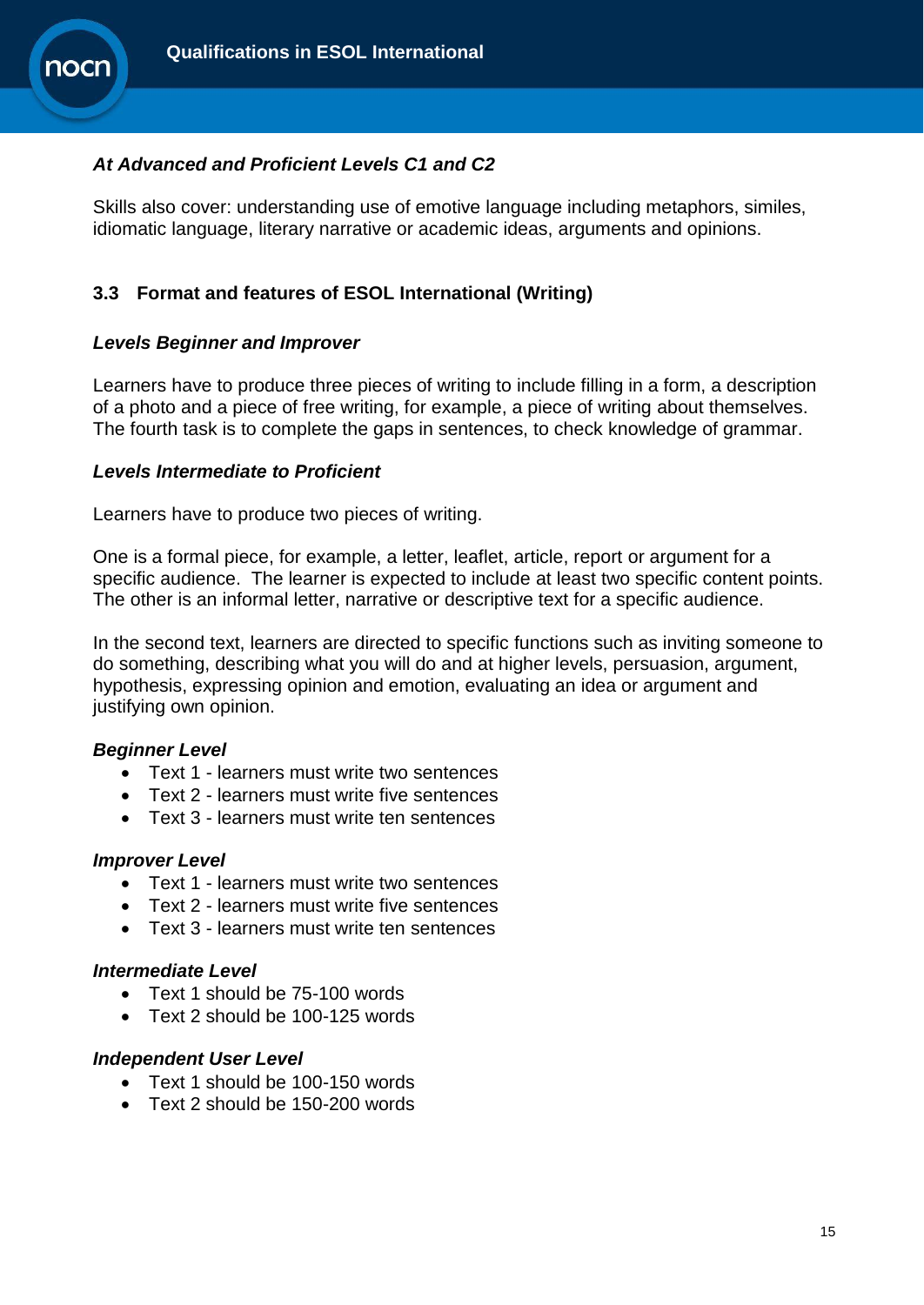### *At Advanced and Proficient Levels C1 and C2*

Skills also cover: understanding use of emotive language including metaphors, similes, idiomatic language, literary narrative or academic ideas, arguments and opinions.

## 3.3 Format and features of ESOL International (Writing)

### *Levels Beginner and Improver*

Learners have to produce three pieces of writing to include filling in a form, a description of a photo and a piece of free writing, for example, a piece of writing about themselves. The fourth task is to complete the gaps in sentences, to check knowledge of grammar.

### *Levels Intermediate to Proficient*

Learners have to produce two pieces of writing.

One is a formal piece, for example, a letter, leaflet, article, report or argument for a specific audience. The learner is expected to include at least two specific content points. The other is an informal letter, narrative or descriptive text for a specific audience.

In the second text, learners are directed to specific functions such as inviting someone to do something, describing what you will do and at higher levels, persuasion, argument, hypothesis, expressing opinion and emotion, evaluating an idea or argument and justifying own opinion.

***Beginner Level***

- Text 1 - learners must write two sentences
- Text 2 - learners must write five sentences
- Text 3 - learners must write ten sentences

***Improver Level***

- Text 1 - learners must write two sentences
- Text 2 - learners must write five sentences
- Text 3 - learners must write ten sentences

***Intermediate Level***

- Text 1 should be 75-100 words
- Text 2 should be 100-125 words

***Independent User Level***

- Text 1 should be 100-150 words
- Text 2 should be 150-200 words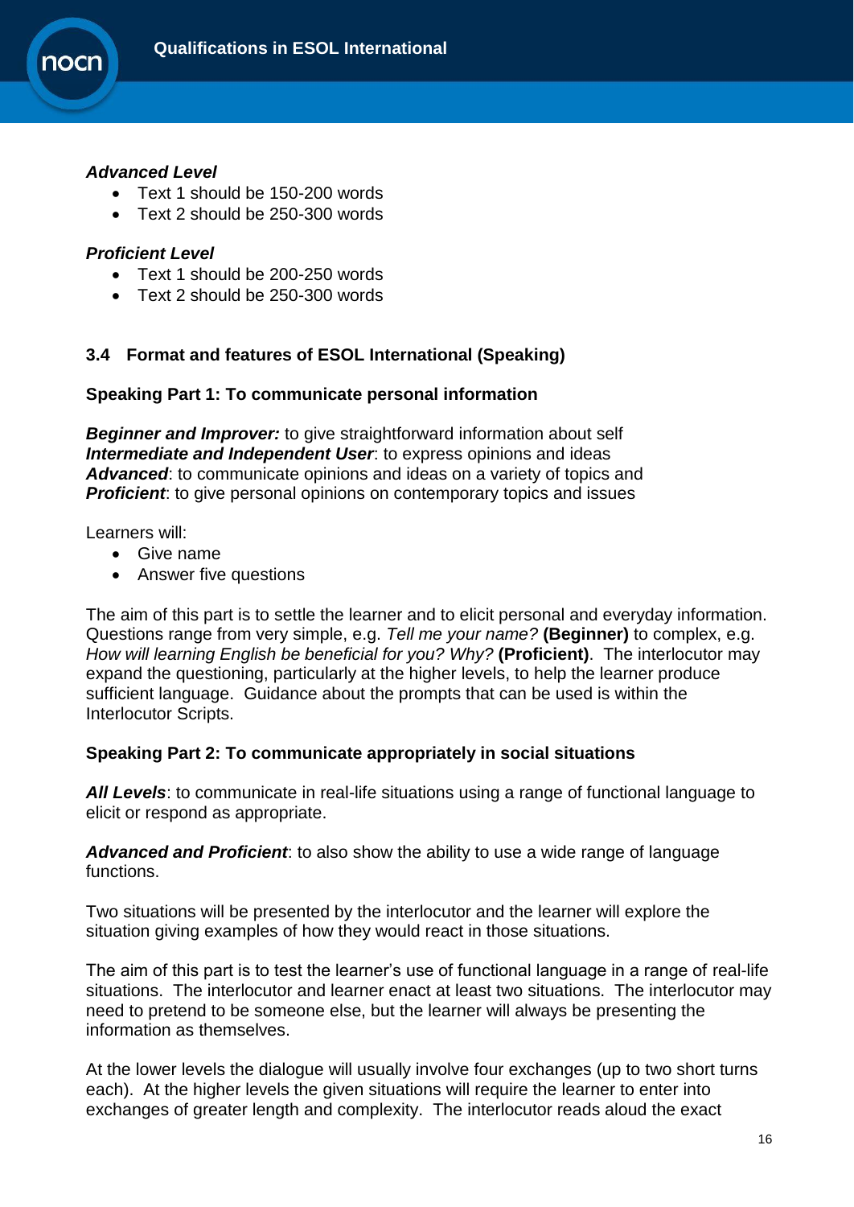***Advanced Level***

- Text 1 should be 150-200 words
- Text 2 should be 250-300 words

***Proficient Level***

- Text 1 should be 200-250 words
- Text 2 should be 250-300 words

### 3.4 Format and features of ESOL International (Speaking)

**Speaking Part 1: To communicate personal information**

***Beginner and Improver:*** to give straightforward information about self
***Intermediate and Independent User***: to express opinions and ideas
***Advanced***: to communicate opinions and ideas on a variety of topics and
***Proficient***: to give personal opinions on contemporary topics and issues

Learners will:

- Give name
- Answer five questions

The aim of this part is to settle the learner and to elicit personal and everyday information. Questions range from very simple, e.g. *Tell me your name?* **(Beginner)** to complex, e.g. *How will learning English be beneficial for you? Why?* **(Proficient)**. The interlocutor may expand the questioning, particularly at the higher levels, to help the learner produce sufficient language. Guidance about the prompts that can be used is within the Interlocutor Scripts.

**Speaking Part 2: To communicate appropriately in social situations**

***All Levels***: to communicate in real-life situations using a range of functional language to elicit or respond as appropriate.

***Advanced and Proficient***: to also show the ability to use a wide range of language functions.

Two situations will be presented by the interlocutor and the learner will explore the situation giving examples of how they would react in those situations.

The aim of this part is to test the learner's use of functional language in a range of real-life situations. The interlocutor and learner enact at least two situations. The interlocutor may need to pretend to be someone else, but the learner will always be presenting the information as themselves.

At the lower levels the dialogue will usually involve four exchanges (up to two short turns each). At the higher levels the given situations will require the learner to enter into exchanges of greater length and complexity. The interlocutor reads aloud the exact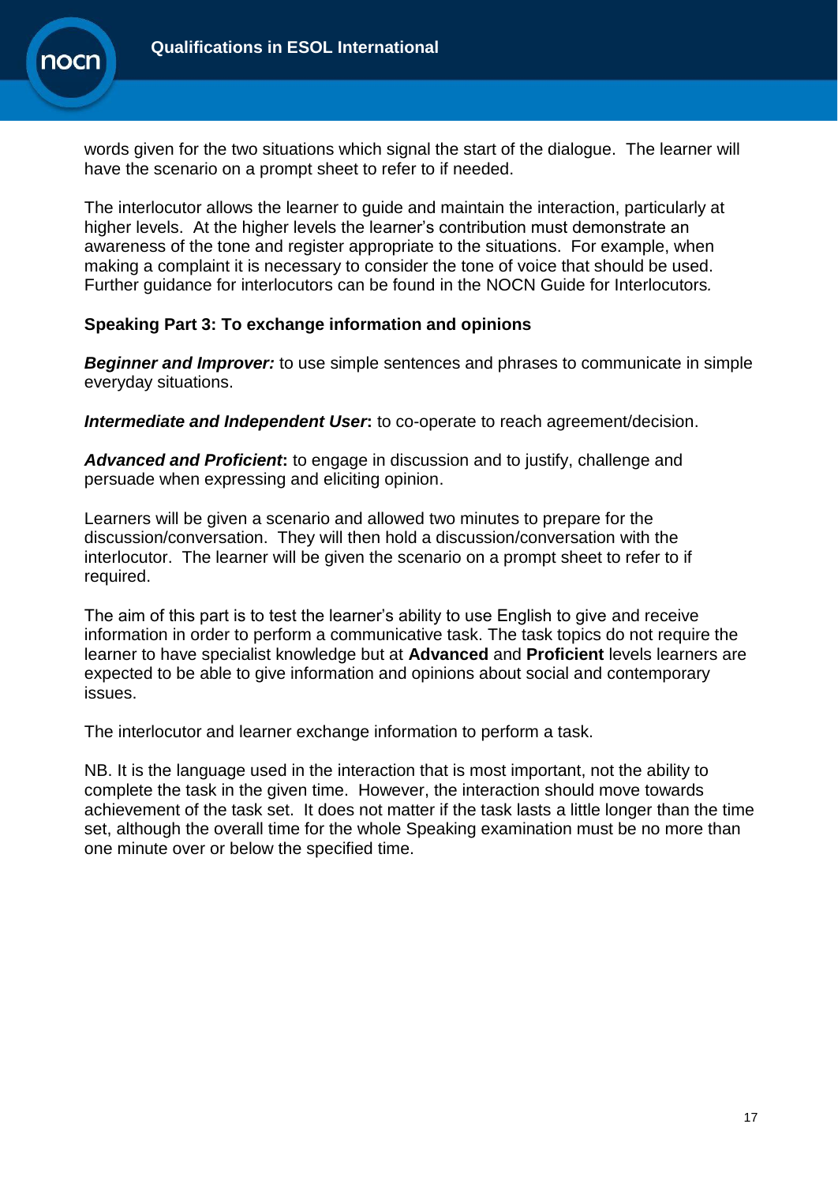words given for the two situations which signal the start of the dialogue. The learner will have the scenario on a prompt sheet to refer to if needed.

The interlocutor allows the learner to guide and maintain the interaction, particularly at higher levels. At the higher levels the learner's contribution must demonstrate an awareness of the tone and register appropriate to the situations. For example, when making a complaint it is necessary to consider the tone of voice that should be used. Further guidance for interlocutors can be found in the NOCN Guide for Interlocutors.

**Speaking Part 3: To exchange information and opinions**

***Beginner and Improver:*** to use simple sentences and phrases to communicate in simple everyday situations.

***Intermediate and Independent User*****:** to co-operate to reach agreement/decision.

***Advanced and Proficient*****:** to engage in discussion and to justify, challenge and persuade when expressing and eliciting opinion.

Learners will be given a scenario and allowed two minutes to prepare for the discussion/conversation. They will then hold a discussion/conversation with the interlocutor. The learner will be given the scenario on a prompt sheet to refer to if required.

The aim of this part is to test the learner's ability to use English to give and receive information in order to perform a communicative task. The task topics do not require the learner to have specialist knowledge but at **Advanced** and **Proficient** levels learners are expected to be able to give information and opinions about social and contemporary issues.

The interlocutor and learner exchange information to perform a task.

NB. It is the language used in the interaction that is most important, not the ability to complete the task in the given time. However, the interaction should move towards achievement of the task set. It does not matter if the task lasts a little longer than the time set, although the overall time for the whole Speaking examination must be no more than one minute over or below the specified time.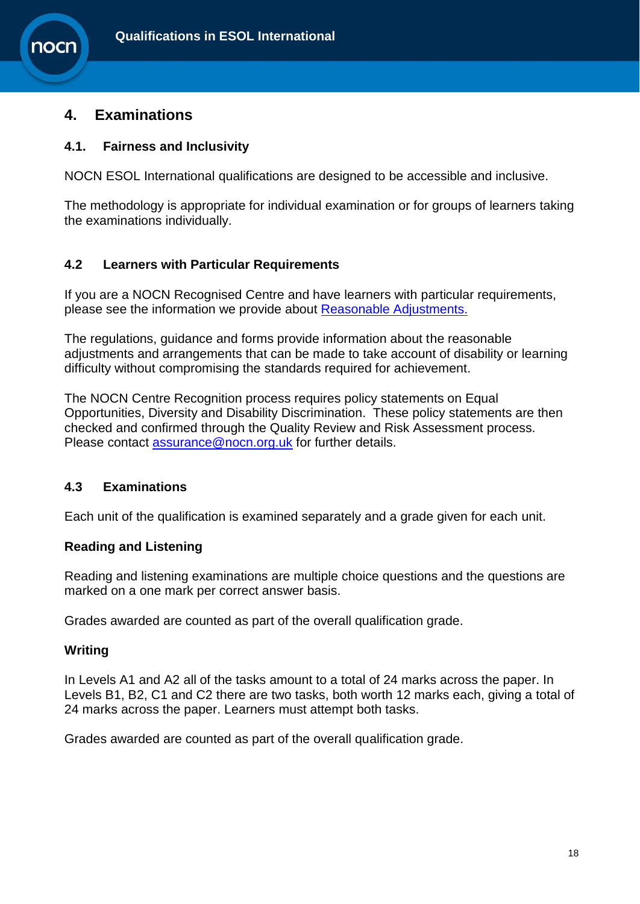## 4. Examinations

### 4.1. Fairness and Inclusivity

NOCN ESOL International qualifications are designed to be accessible and inclusive.

The methodology is appropriate for individual examination or for groups of learners taking the examinations individually.

### 4.2 Learners with Particular Requirements

If you are a NOCN Recognised Centre and have learners with particular requirements, please see the information we provide about Reasonable Adjustments.

The regulations, guidance and forms provide information about the reasonable adjustments and arrangements that can be made to take account of disability or learning difficulty without compromising the standards required for achievement.

The NOCN Centre Recognition process requires policy statements on Equal Opportunities, Diversity and Disability Discrimination. These policy statements are then checked and confirmed through the Quality Review and Risk Assessment process. Please contact assurance@nocn.org.uk for further details.

### 4.3 Examinations

Each unit of the qualification is examined separately and a grade given for each unit.

**Reading and Listening**

Reading and listening examinations are multiple choice questions and the questions are marked on a one mark per correct answer basis.

Grades awarded are counted as part of the overall qualification grade.

**Writing**

In Levels A1 and A2 all of the tasks amount to a total of 24 marks across the paper. In Levels B1, B2, C1 and C2 there are two tasks, both worth 12 marks each, giving a total of 24 marks across the paper. Learners must attempt both tasks.

Grades awarded are counted as part of the overall qualification grade.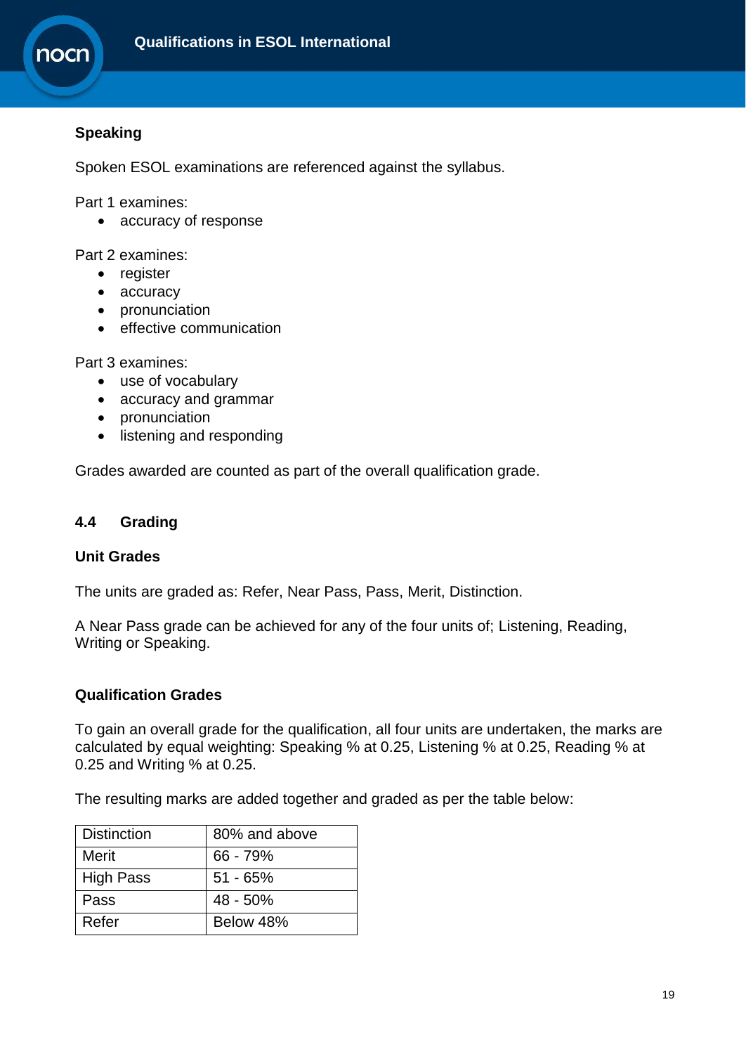### Speaking

Spoken ESOL examinations are referenced against the syllabus.

Part 1 examines:
- accuracy of response

Part 2 examines:
- register
- accuracy
- pronunciation
- effective communication

Part 3 examines:
- use of vocabulary
- accuracy and grammar
- pronunciation
- listening and responding

Grades awarded are counted as part of the overall qualification grade.

## 4.4 Grading

### Unit Grades

The units are graded as: Refer, Near Pass, Pass, Merit, Distinction.

A Near Pass grade can be achieved for any of the four units of; Listening, Reading, Writing or Speaking.

### Qualification Grades

To gain an overall grade for the qualification, all four units are undertaken, the marks are calculated by equal weighting: Speaking % at 0.25, Listening % at 0.25, Reading % at 0.25 and Writing % at 0.25.

The resulting marks are added together and graded as per the table below:

| | |
|---|---|
| Distinction | 80% and above |
| Merit | 66 - 79% |
| High Pass | 51 - 65% |
| Pass | 48 - 50% |
| Refer | Below 48% |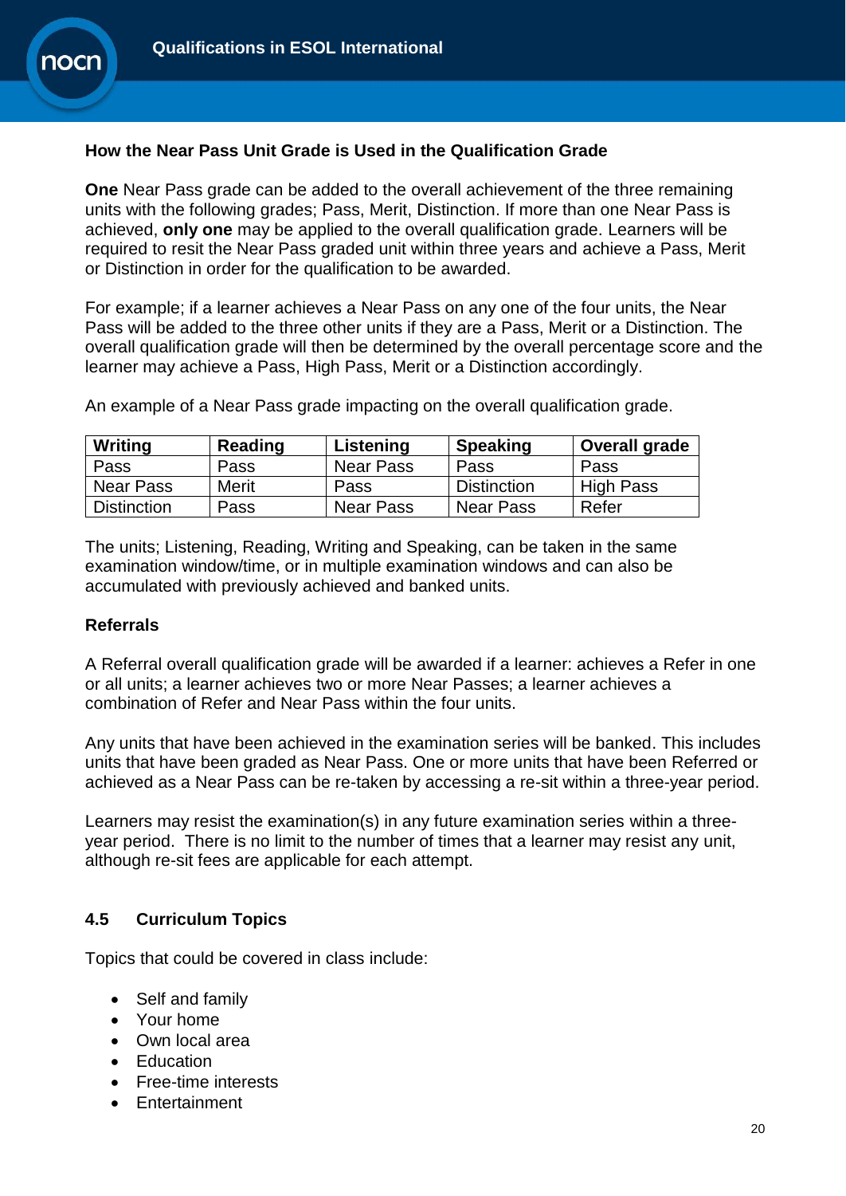### How the Near Pass Unit Grade is Used in the Qualification Grade

**One** Near Pass grade can be added to the overall achievement of the three remaining units with the following grades; Pass, Merit, Distinction. If more than one Near Pass is achieved, **only one** may be applied to the overall qualification grade. Learners will be required to resit the Near Pass graded unit within three years and achieve a Pass, Merit or Distinction in order for the qualification to be awarded.

For example; if a learner achieves a Near Pass on any one of the four units, the Near Pass will be added to the three other units if they are a Pass, Merit or a Distinction. The overall qualification grade will then be determined by the overall percentage score and the learner may achieve a Pass, High Pass, Merit or a Distinction accordingly.

An example of a Near Pass grade impacting on the overall qualification grade.

| Writing | Reading | Listening | Speaking | Overall grade |
|---|---|---|---|---|
| Pass | Pass | Near Pass | Pass | Pass |
| Near Pass | Merit | Pass | Distinction | High Pass |
| Distinction | Pass | Near Pass | Near Pass | Refer |

The units; Listening, Reading, Writing and Speaking, can be taken in the same examination window/time, or in multiple examination windows and can also be accumulated with previously achieved and banked units.

### Referrals

A Referral overall qualification grade will be awarded if a learner: achieves a Refer in one or all units; a learner achieves two or more Near Passes; a learner achieves a combination of Refer and Near Pass within the four units.

Any units that have been achieved in the examination series will be banked. This includes units that have been graded as Near Pass. One or more units that have been Referred or achieved as a Near Pass can be re-taken by accessing a re-sit within a three-year period.

Learners may resist the examination(s) in any future examination series within a three-year period. There is no limit to the number of times that a learner may resist any unit, although re-sit fees are applicable for each attempt.

## 4.5 Curriculum Topics

Topics that could be covered in class include:

- Self and family
- Your home
- Own local area
- Education
- Free-time interests
- Entertainment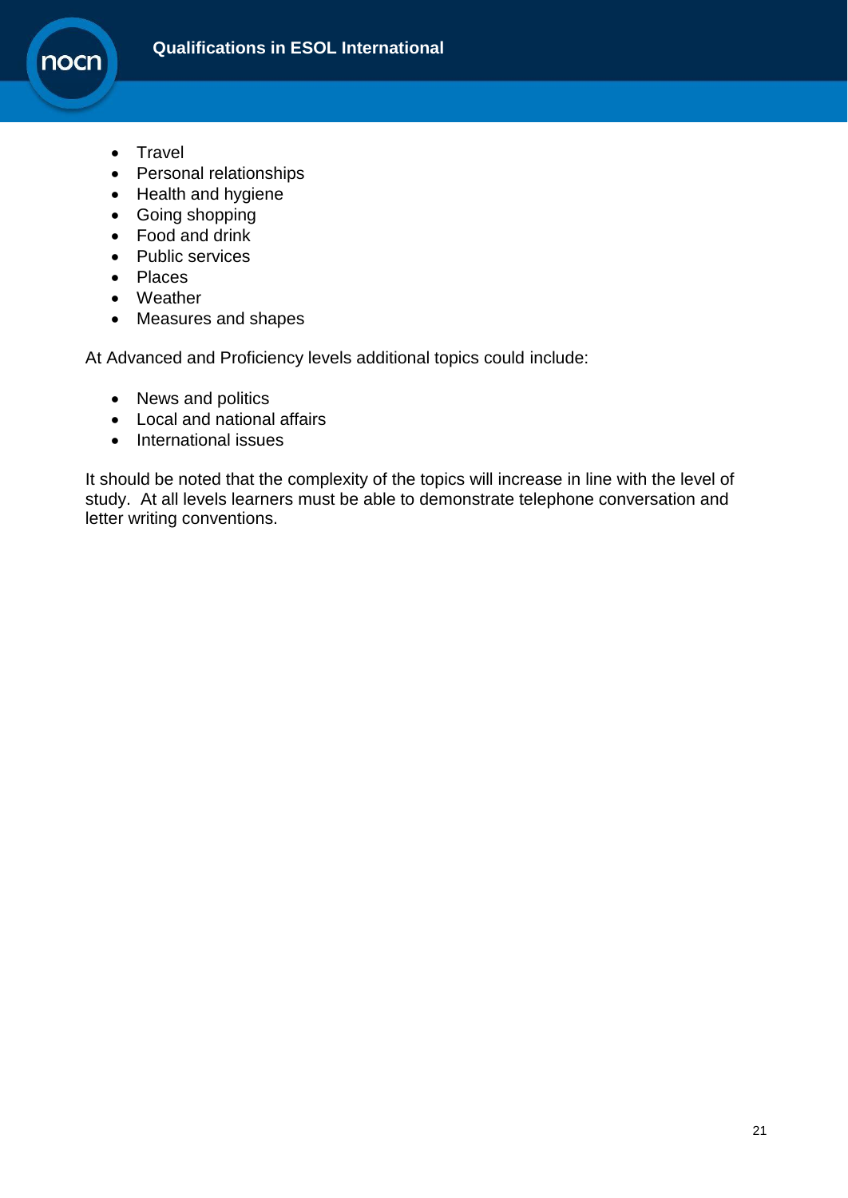- Travel
- Personal relationships
- Health and hygiene
- Going shopping
- Food and drink
- Public services
- Places
- Weather
- Measures and shapes

At Advanced and Proficiency levels additional topics could include:

- News and politics
- Local and national affairs
- International issues

It should be noted that the complexity of the topics will increase in line with the level of study. At all levels learners must be able to demonstrate telephone conversation and letter writing conventions.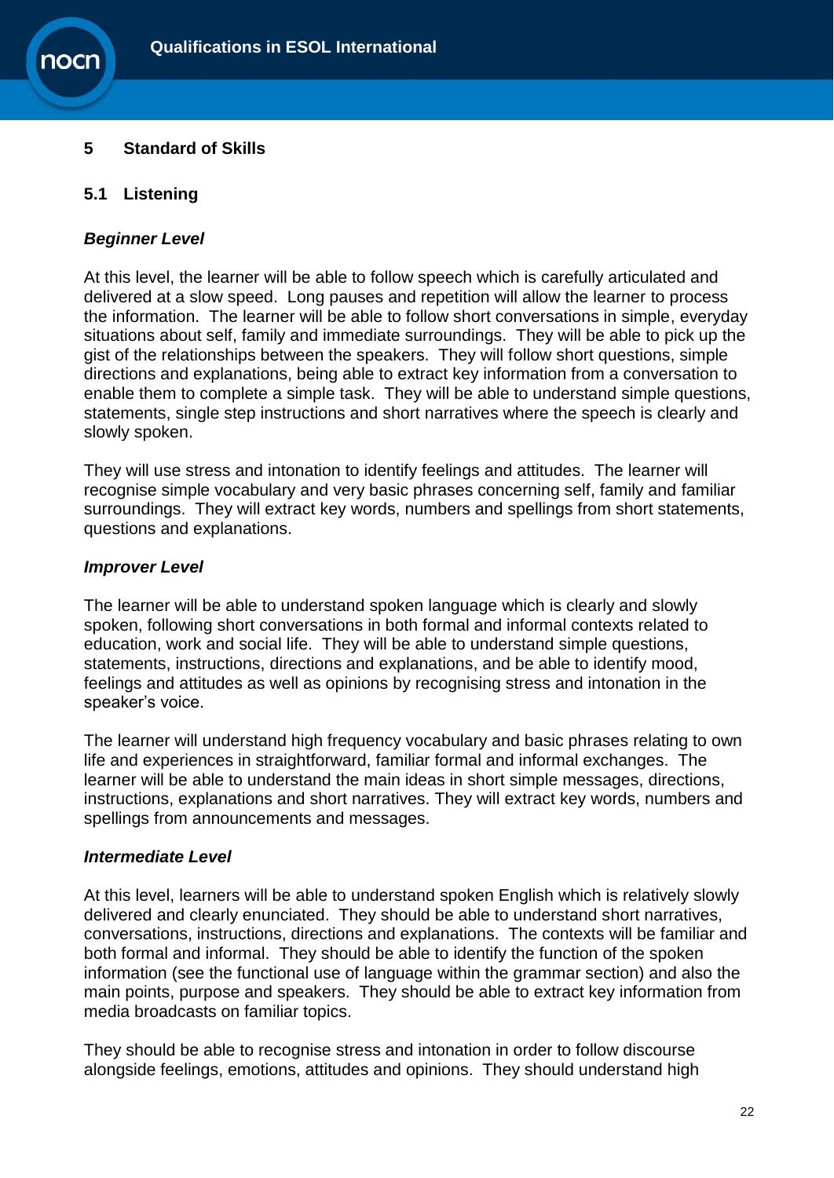## 5 Standard of Skills

### 5.1 Listening

***Beginner Level***

At this level, the learner will be able to follow speech which is carefully articulated and delivered at a slow speed. Long pauses and repetition will allow the learner to process the information. The learner will be able to follow short conversations in simple, everyday situations about self, family and immediate surroundings. They will be able to pick up the gist of the relationships between the speakers. They will follow short questions, simple directions and explanations, being able to extract key information from a conversation to enable them to complete a simple task. They will be able to understand simple questions, statements, single step instructions and short narratives where the speech is clearly and slowly spoken.

They will use stress and intonation to identify feelings and attitudes. The learner will recognise simple vocabulary and very basic phrases concerning self, family and familiar surroundings. They will extract key words, numbers and spellings from short statements, questions and explanations.

***Improver Level***

The learner will be able to understand spoken language which is clearly and slowly spoken, following short conversations in both formal and informal contexts related to education, work and social life. They will be able to understand simple questions, statements, instructions, directions and explanations, and be able to identify mood, feelings and attitudes as well as opinions by recognising stress and intonation in the speaker's voice.

The learner will understand high frequency vocabulary and basic phrases relating to own life and experiences in straightforward, familiar formal and informal exchanges. The learner will be able to understand the main ideas in short simple messages, directions, instructions, explanations and short narratives. They will extract key words, numbers and spellings from announcements and messages.

***Intermediate Level***

At this level, learners will be able to understand spoken English which is relatively slowly delivered and clearly enunciated. They should be able to understand short narratives, conversations, instructions, directions and explanations. The contexts will be familiar and both formal and informal. They should be able to identify the function of the spoken information (see the functional use of language within the grammar section) and also the main points, purpose and speakers. They should be able to extract key information from media broadcasts on familiar topics.

They should be able to recognise stress and intonation in order to follow discourse alongside feelings, emotions, attitudes and opinions. They should understand high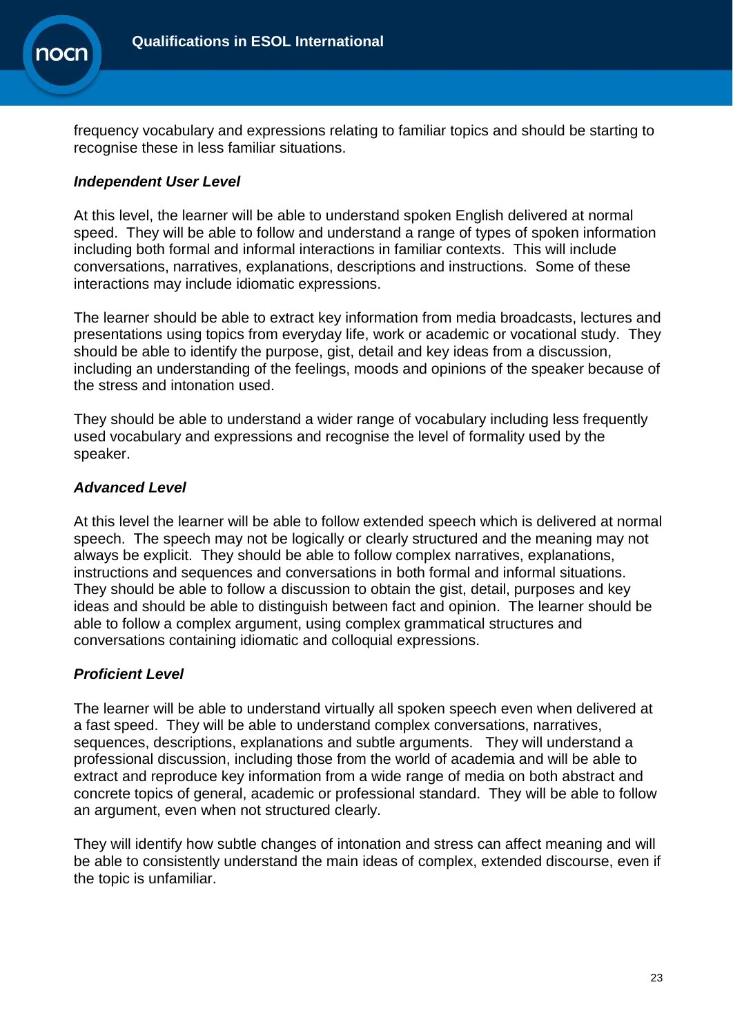frequency vocabulary and expressions relating to familiar topics and should be starting to recognise these in less familiar situations.

***Independent User Level***

At this level, the learner will be able to understand spoken English delivered at normal speed. They will be able to follow and understand a range of types of spoken information including both formal and informal interactions in familiar contexts. This will include conversations, narratives, explanations, descriptions and instructions. Some of these interactions may include idiomatic expressions.

The learner should be able to extract key information from media broadcasts, lectures and presentations using topics from everyday life, work or academic or vocational study. They should be able to identify the purpose, gist, detail and key ideas from a discussion, including an understanding of the feelings, moods and opinions of the speaker because of the stress and intonation used.

They should be able to understand a wider range of vocabulary including less frequently used vocabulary and expressions and recognise the level of formality used by the speaker.

***Advanced Level***

At this level the learner will be able to follow extended speech which is delivered at normal speech. The speech may not be logically or clearly structured and the meaning may not always be explicit. They should be able to follow complex narratives, explanations, instructions and sequences and conversations in both formal and informal situations. They should be able to follow a discussion to obtain the gist, detail, purposes and key ideas and should be able to distinguish between fact and opinion. The learner should be able to follow a complex argument, using complex grammatical structures and conversations containing idiomatic and colloquial expressions.

***Proficient Level***

The learner will be able to understand virtually all spoken speech even when delivered at a fast speed. They will be able to understand complex conversations, narratives, sequences, descriptions, explanations and subtle arguments. They will understand a professional discussion, including those from the world of academia and will be able to extract and reproduce key information from a wide range of media on both abstract and concrete topics of general, academic or professional standard. They will be able to follow an argument, even when not structured clearly.

They will identify how subtle changes of intonation and stress can affect meaning and will be able to consistently understand the main ideas of complex, extended discourse, even if the topic is unfamiliar.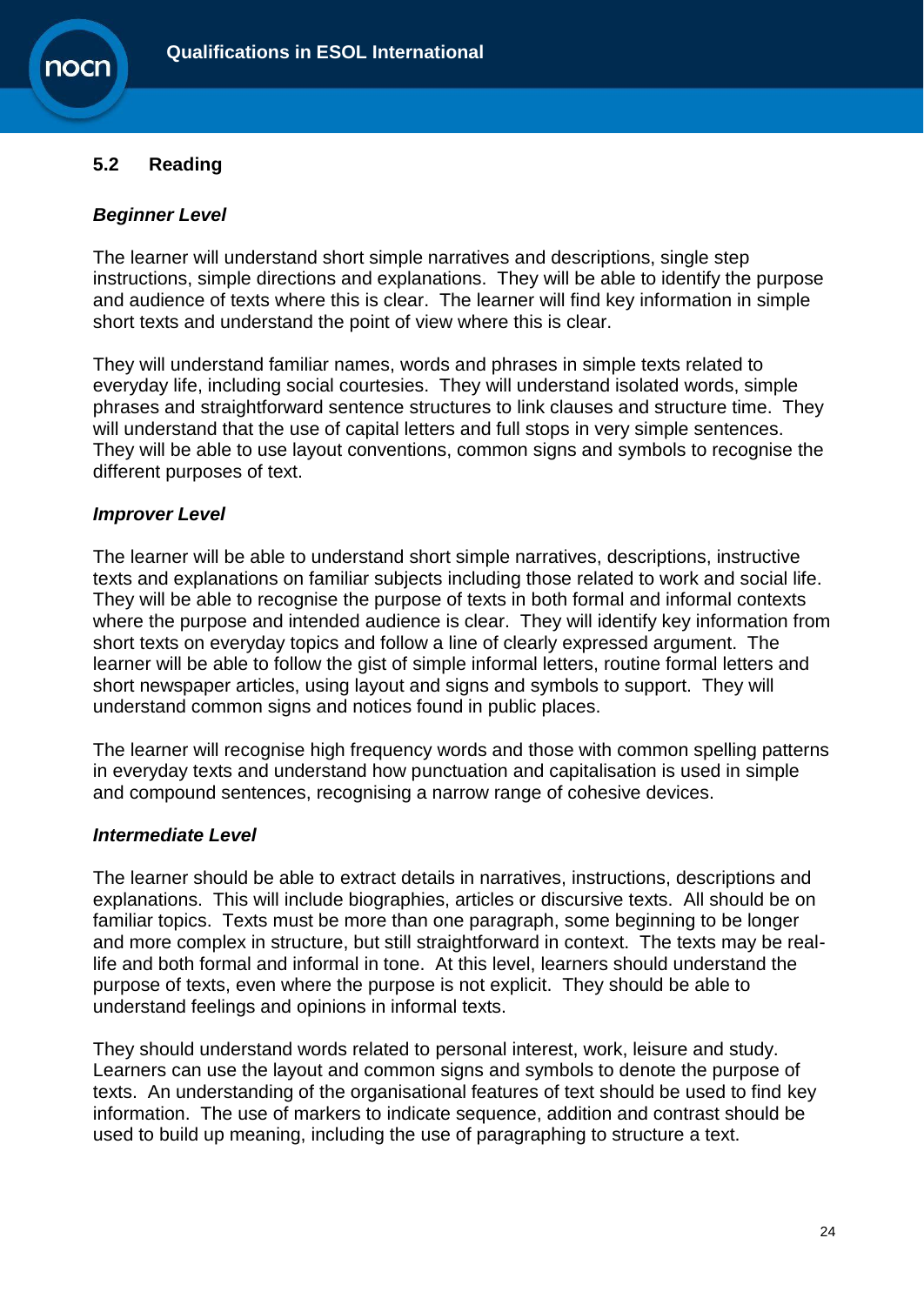## 5.2 Reading

### *Beginner Level*

The learner will understand short simple narratives and descriptions, single step instructions, simple directions and explanations. They will be able to identify the purpose and audience of texts where this is clear. The learner will find key information in simple short texts and understand the point of view where this is clear.

They will understand familiar names, words and phrases in simple texts related to everyday life, including social courtesies. They will understand isolated words, simple phrases and straightforward sentence structures to link clauses and structure time. They will understand that the use of capital letters and full stops in very simple sentences. They will be able to use layout conventions, common signs and symbols to recognise the different purposes of text.

### *Improver Level*

The learner will be able to understand short simple narratives, descriptions, instructive texts and explanations on familiar subjects including those related to work and social life. They will be able to recognise the purpose of texts in both formal and informal contexts where the purpose and intended audience is clear. They will identify key information from short texts on everyday topics and follow a line of clearly expressed argument. The learner will be able to follow the gist of simple informal letters, routine formal letters and short newspaper articles, using layout and signs and symbols to support. They will understand common signs and notices found in public places.

The learner will recognise high frequency words and those with common spelling patterns in everyday texts and understand how punctuation and capitalisation is used in simple and compound sentences, recognising a narrow range of cohesive devices.

### *Intermediate Level*

The learner should be able to extract details in narratives, instructions, descriptions and explanations. This will include biographies, articles or discursive texts. All should be on familiar topics. Texts must be more than one paragraph, some beginning to be longer and more complex in structure, but still straightforward in context. The texts may be real-life and both formal and informal in tone. At this level, learners should understand the purpose of texts, even where the purpose is not explicit. They should be able to understand feelings and opinions in informal texts.

They should understand words related to personal interest, work, leisure and study. Learners can use the layout and common signs and symbols to denote the purpose of texts. An understanding of the organisational features of text should be used to find key information. The use of markers to indicate sequence, addition and contrast should be used to build up meaning, including the use of paragraphing to structure a text.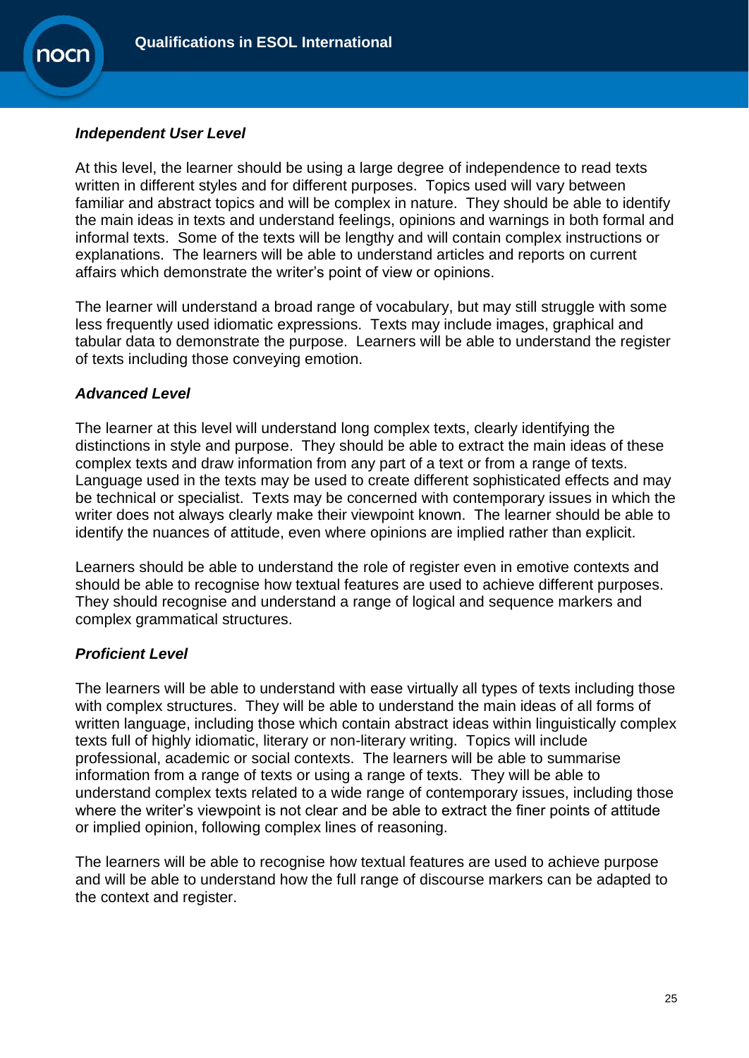***Independent User Level***

At this level, the learner should be using a large degree of independence to read texts written in different styles and for different purposes. Topics used will vary between familiar and abstract topics and will be complex in nature. They should be able to identify the main ideas in texts and understand feelings, opinions and warnings in both formal and informal texts. Some of the texts will be lengthy and will contain complex instructions or explanations. The learners will be able to understand articles and reports on current affairs which demonstrate the writer's point of view or opinions.

The learner will understand a broad range of vocabulary, but may still struggle with some less frequently used idiomatic expressions. Texts may include images, graphical and tabular data to demonstrate the purpose. Learners will be able to understand the register of texts including those conveying emotion.

***Advanced Level***

The learner at this level will understand long complex texts, clearly identifying the distinctions in style and purpose. They should be able to extract the main ideas of these complex texts and draw information from any part of a text or from a range of texts. Language used in the texts may be used to create different sophisticated effects and may be technical or specialist. Texts may be concerned with contemporary issues in which the writer does not always clearly make their viewpoint known. The learner should be able to identify the nuances of attitude, even where opinions are implied rather than explicit.

Learners should be able to understand the role of register even in emotive contexts and should be able to recognise how textual features are used to achieve different purposes. They should recognise and understand a range of logical and sequence markers and complex grammatical structures.

***Proficient Level***

The learners will be able to understand with ease virtually all types of texts including those with complex structures. They will be able to understand the main ideas of all forms of written language, including those which contain abstract ideas within linguistically complex texts full of highly idiomatic, literary or non-literary writing. Topics will include professional, academic or social contexts. The learners will be able to summarise information from a range of texts or using a range of texts. They will be able to understand complex texts related to a wide range of contemporary issues, including those where the writer's viewpoint is not clear and be able to extract the finer points of attitude or implied opinion, following complex lines of reasoning.

The learners will be able to recognise how textual features are used to achieve purpose and will be able to understand how the full range of discourse markers can be adapted to the context and register.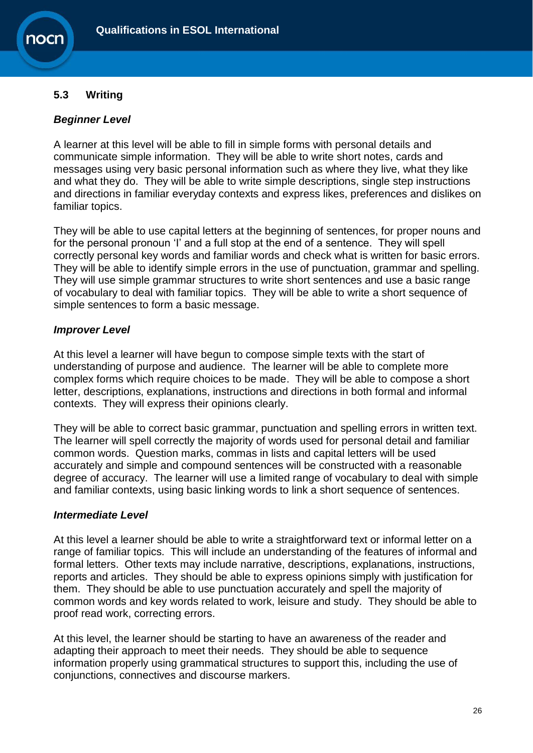## 5.3 Writing

### *Beginner Level*

A learner at this level will be able to fill in simple forms with personal details and communicate simple information. They will be able to write short notes, cards and messages using very basic personal information such as where they live, what they like and what they do. They will be able to write simple descriptions, single step instructions and directions in familiar everyday contexts and express likes, preferences and dislikes on familiar topics.

They will be able to use capital letters at the beginning of sentences, for proper nouns and for the personal pronoun 'I' and a full stop at the end of a sentence. They will spell correctly personal key words and familiar words and check what is written for basic errors. They will be able to identify simple errors in the use of punctuation, grammar and spelling. They will use simple grammar structures to write short sentences and use a basic range of vocabulary to deal with familiar topics. They will be able to write a short sequence of simple sentences to form a basic message.

### *Improver Level*

At this level a learner will have begun to compose simple texts with the start of understanding of purpose and audience. The learner will be able to complete more complex forms which require choices to be made. They will be able to compose a short letter, descriptions, explanations, instructions and directions in both formal and informal contexts. They will express their opinions clearly.

They will be able to correct basic grammar, punctuation and spelling errors in written text. The learner will spell correctly the majority of words used for personal detail and familiar common words. Question marks, commas in lists and capital letters will be used accurately and simple and compound sentences will be constructed with a reasonable degree of accuracy. The learner will use a limited range of vocabulary to deal with simple and familiar contexts, using basic linking words to link a short sequence of sentences.

### *Intermediate Level*

At this level a learner should be able to write a straightforward text or informal letter on a range of familiar topics. This will include an understanding of the features of informal and formal letters. Other texts may include narrative, descriptions, explanations, instructions, reports and articles. They should be able to express opinions simply with justification for them. They should be able to use punctuation accurately and spell the majority of common words and key words related to work, leisure and study. They should be able to proof read work, correcting errors.

At this level, the learner should be starting to have an awareness of the reader and adapting their approach to meet their needs. They should be able to sequence information properly using grammatical structures to support this, including the use of conjunctions, connectives and discourse markers.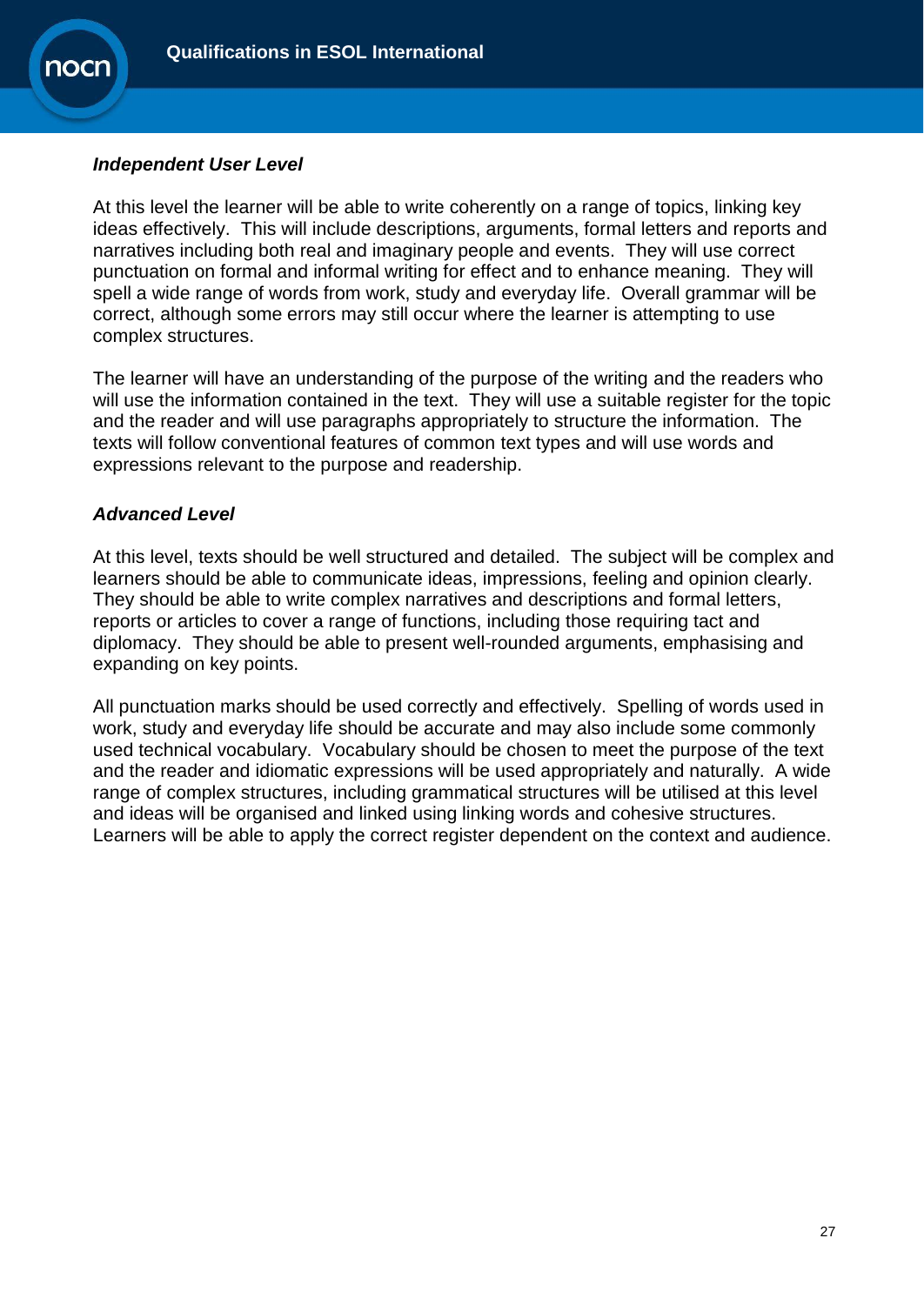### *Independent User Level*

At this level the learner will be able to write coherently on a range of topics, linking key ideas effectively. This will include descriptions, arguments, formal letters and reports and narratives including both real and imaginary people and events. They will use correct punctuation on formal and informal writing for effect and to enhance meaning. They will spell a wide range of words from work, study and everyday life. Overall grammar will be correct, although some errors may still occur where the learner is attempting to use complex structures.

The learner will have an understanding of the purpose of the writing and the readers who will use the information contained in the text. They will use a suitable register for the topic and the reader and will use paragraphs appropriately to structure the information. The texts will follow conventional features of common text types and will use words and expressions relevant to the purpose and readership.

### *Advanced Level*

At this level, texts should be well structured and detailed. The subject will be complex and learners should be able to communicate ideas, impressions, feeling and opinion clearly. They should be able to write complex narratives and descriptions and formal letters, reports or articles to cover a range of functions, including those requiring tact and diplomacy. They should be able to present well-rounded arguments, emphasising and expanding on key points.

All punctuation marks should be used correctly and effectively. Spelling of words used in work, study and everyday life should be accurate and may also include some commonly used technical vocabulary. Vocabulary should be chosen to meet the purpose of the text and the reader and idiomatic expressions will be used appropriately and naturally. A wide range of complex structures, including grammatical structures will be utilised at this level and ideas will be organised and linked using linking words and cohesive structures. Learners will be able to apply the correct register dependent on the context and audience.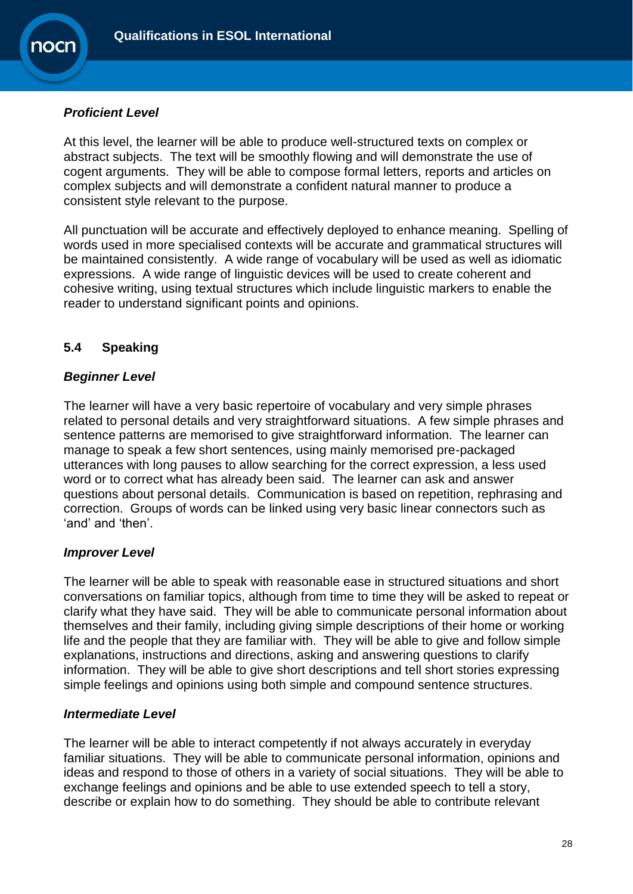***Proficient Level***

At this level, the learner will be able to produce well-structured texts on complex or abstract subjects. The text will be smoothly flowing and will demonstrate the use of cogent arguments. They will be able to compose formal letters, reports and articles on complex subjects and will demonstrate a confident natural manner to produce a consistent style relevant to the purpose.

All punctuation will be accurate and effectively deployed to enhance meaning. Spelling of words used in more specialised contexts will be accurate and grammatical structures will be maintained consistently. A wide range of vocabulary will be used as well as idiomatic expressions. A wide range of linguistic devices will be used to create coherent and cohesive writing, using textual structures which include linguistic markers to enable the reader to understand significant points and opinions.

### 5.4 Speaking

***Beginner Level***

The learner will have a very basic repertoire of vocabulary and very simple phrases related to personal details and very straightforward situations. A few simple phrases and sentence patterns are memorised to give straightforward information. The learner can manage to speak a few short sentences, using mainly memorised pre-packaged utterances with long pauses to allow searching for the correct expression, a less used word or to correct what has already been said. The learner can ask and answer questions about personal details. Communication is based on repetition, rephrasing and correction. Groups of words can be linked using very basic linear connectors such as 'and' and 'then'.

***Improver Level***

The learner will be able to speak with reasonable ease in structured situations and short conversations on familiar topics, although from time to time they will be asked to repeat or clarify what they have said. They will be able to communicate personal information about themselves and their family, including giving simple descriptions of their home or working life and the people that they are familiar with. They will be able to give and follow simple explanations, instructions and directions, asking and answering questions to clarify information. They will be able to give short descriptions and tell short stories expressing simple feelings and opinions using both simple and compound sentence structures.

***Intermediate Level***

The learner will be able to interact competently if not always accurately in everyday familiar situations. They will be able to communicate personal information, opinions and ideas and respond to those of others in a variety of social situations. They will be able to exchange feelings and opinions and be able to use extended speech to tell a story, describe or explain how to do something. They should be able to contribute relevant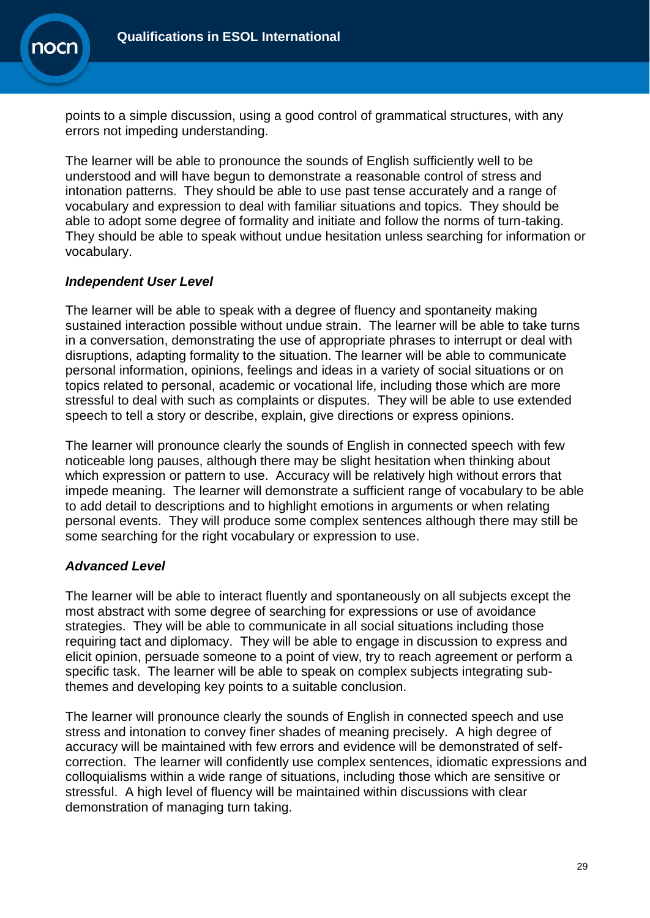points to a simple discussion, using a good control of grammatical structures, with any errors not impeding understanding.

The learner will be able to pronounce the sounds of English sufficiently well to be understood and will have begun to demonstrate a reasonable control of stress and intonation patterns. They should be able to use past tense accurately and a range of vocabulary and expression to deal with familiar situations and topics. They should be able to adopt some degree of formality and initiate and follow the norms of turn-taking. They should be able to speak without undue hesitation unless searching for information or vocabulary.

***Independent User Level***

The learner will be able to speak with a degree of fluency and spontaneity making sustained interaction possible without undue strain. The learner will be able to take turns in a conversation, demonstrating the use of appropriate phrases to interrupt or deal with disruptions, adapting formality to the situation. The learner will be able to communicate personal information, opinions, feelings and ideas in a variety of social situations or on topics related to personal, academic or vocational life, including those which are more stressful to deal with such as complaints or disputes. They will be able to use extended speech to tell a story or describe, explain, give directions or express opinions.

The learner will pronounce clearly the sounds of English in connected speech with few noticeable long pauses, although there may be slight hesitation when thinking about which expression or pattern to use. Accuracy will be relatively high without errors that impede meaning. The learner will demonstrate a sufficient range of vocabulary to be able to add detail to descriptions and to highlight emotions in arguments or when relating personal events. They will produce some complex sentences although there may still be some searching for the right vocabulary or expression to use.

***Advanced Level***

The learner will be able to interact fluently and spontaneously on all subjects except the most abstract with some degree of searching for expressions or use of avoidance strategies. They will be able to communicate in all social situations including those requiring tact and diplomacy. They will be able to engage in discussion to express and elicit opinion, persuade someone to a point of view, try to reach agreement or perform a specific task. The learner will be able to speak on complex subjects integrating sub-themes and developing key points to a suitable conclusion.

The learner will pronounce clearly the sounds of English in connected speech and use stress and intonation to convey finer shades of meaning precisely. A high degree of accuracy will be maintained with few errors and evidence will be demonstrated of self-correction. The learner will confidently use complex sentences, idiomatic expressions and colloquialisms within a wide range of situations, including those which are sensitive or stressful. A high level of fluency will be maintained within discussions with clear demonstration of managing turn taking.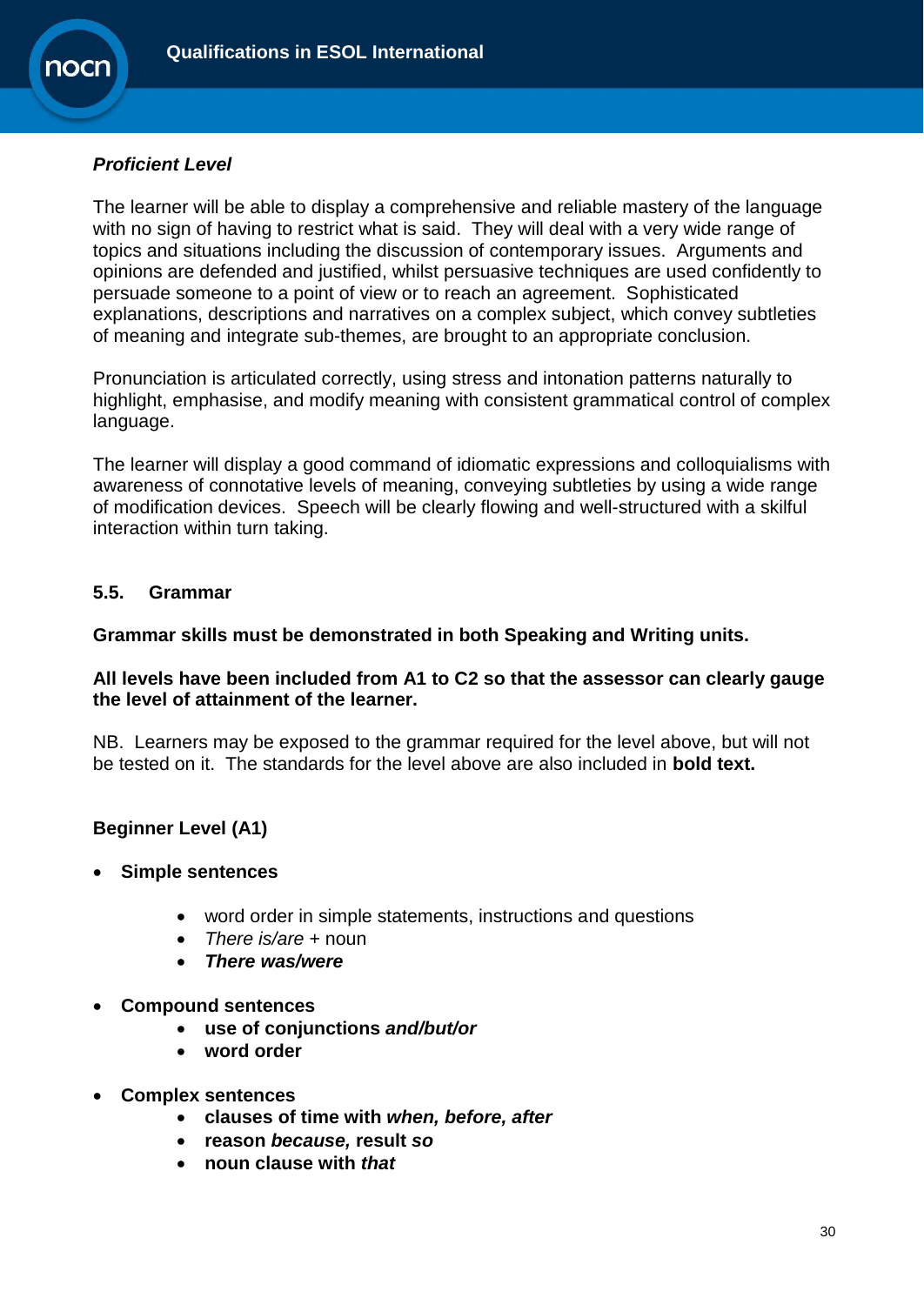***Proficient Level***

The learner will be able to display a comprehensive and reliable mastery of the language with no sign of having to restrict what is said. They will deal with a very wide range of topics and situations including the discussion of contemporary issues. Arguments and opinions are defended and justified, whilst persuasive techniques are used confidently to persuade someone to a point of view or to reach an agreement. Sophisticated explanations, descriptions and narratives on a complex subject, which convey subtleties of meaning and integrate sub-themes, are brought to an appropriate conclusion.

Pronunciation is articulated correctly, using stress and intonation patterns naturally to highlight, emphasise, and modify meaning with consistent grammatical control of complex language.

The learner will display a good command of idiomatic expressions and colloquialisms with awareness of connotative levels of meaning, conveying subtleties by using a wide range of modification devices. Speech will be clearly flowing and well-structured with a skilful interaction within turn taking.

## 5.5. Grammar

**Grammar skills must be demonstrated in both Speaking and Writing units.**

**All levels have been included from A1 to C2 so that the assessor can clearly gauge the level of attainment of the learner.**

NB. Learners may be exposed to the grammar required for the level above, but will not be tested on it. The standards for the level above are also included in **bold text.**

### Beginner Level (A1)

- **Simple sentences**
  - word order in simple statements, instructions and questions
  - *There is/are* + noun
  - ***There was/were***
- **Compound sentences**
  - **use of conjunctions *and/but/or***
  - **word order**
- **Complex sentences**
  - **clauses of time with *when, before, after***
  - **reason *because,* result *so***
  - **noun clause with *that***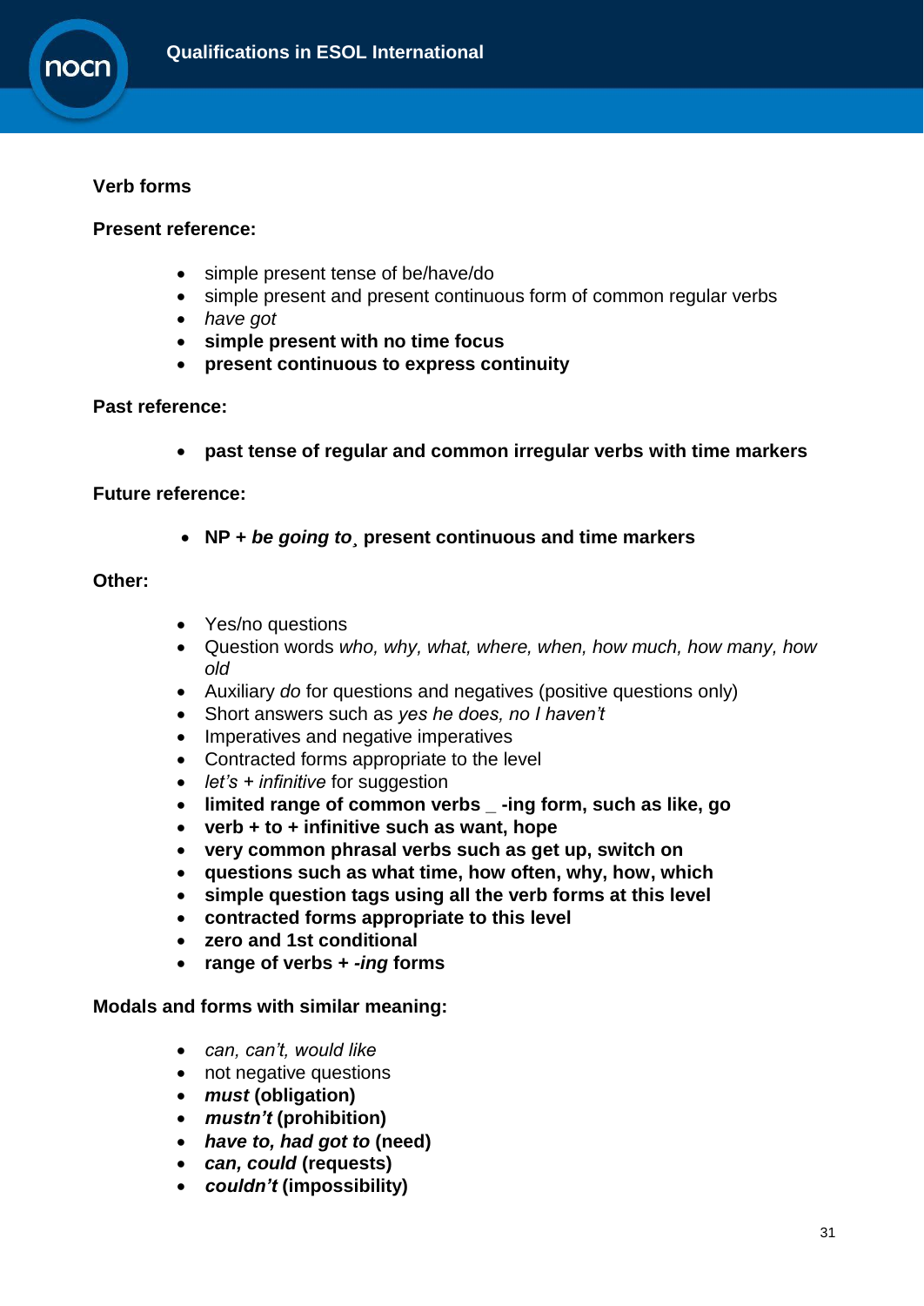**Verb forms**

**Present reference:**

- simple present tense of be/have/do
- simple present and present continuous form of common regular verbs
- *have got*
- **simple present with no time focus**
- **present continuous to express continuity**

**Past reference:**

- **past tense of regular and common irregular verbs with time markers**

**Future reference:**

- **NP + *be going to*¸ present continuous and time markers**

**Other:**

- Yes/no questions
- Question words *who, why, what, where, when, how much, how many, how old*
- Auxiliary *do* for questions and negatives (positive questions only)
- Short answers such as *yes he does, no I haven't*
- Imperatives and negative imperatives
- Contracted forms appropriate to the level
- *let's + infinitive* for suggestion
- **limited range of common verbs _ -ing form, such as like, go**
- **verb + to + infinitive such as want, hope**
- **very common phrasal verbs such as get up, switch on**
- **questions such as what time, how often, why, how, which**
- **simple question tags using all the verb forms at this level**
- **contracted forms appropriate to this level**
- **zero and 1st conditional**
- **range of verbs + *-ing* forms**

**Modals and forms with similar meaning:**

- *can, can't, would like*
- not negative questions
- ***must* (obligation)**
- ***mustn't* (prohibition)**
- ***have to, had got to* (need)**
- ***can, could* (requests)**
- ***couldn't* (impossibility)**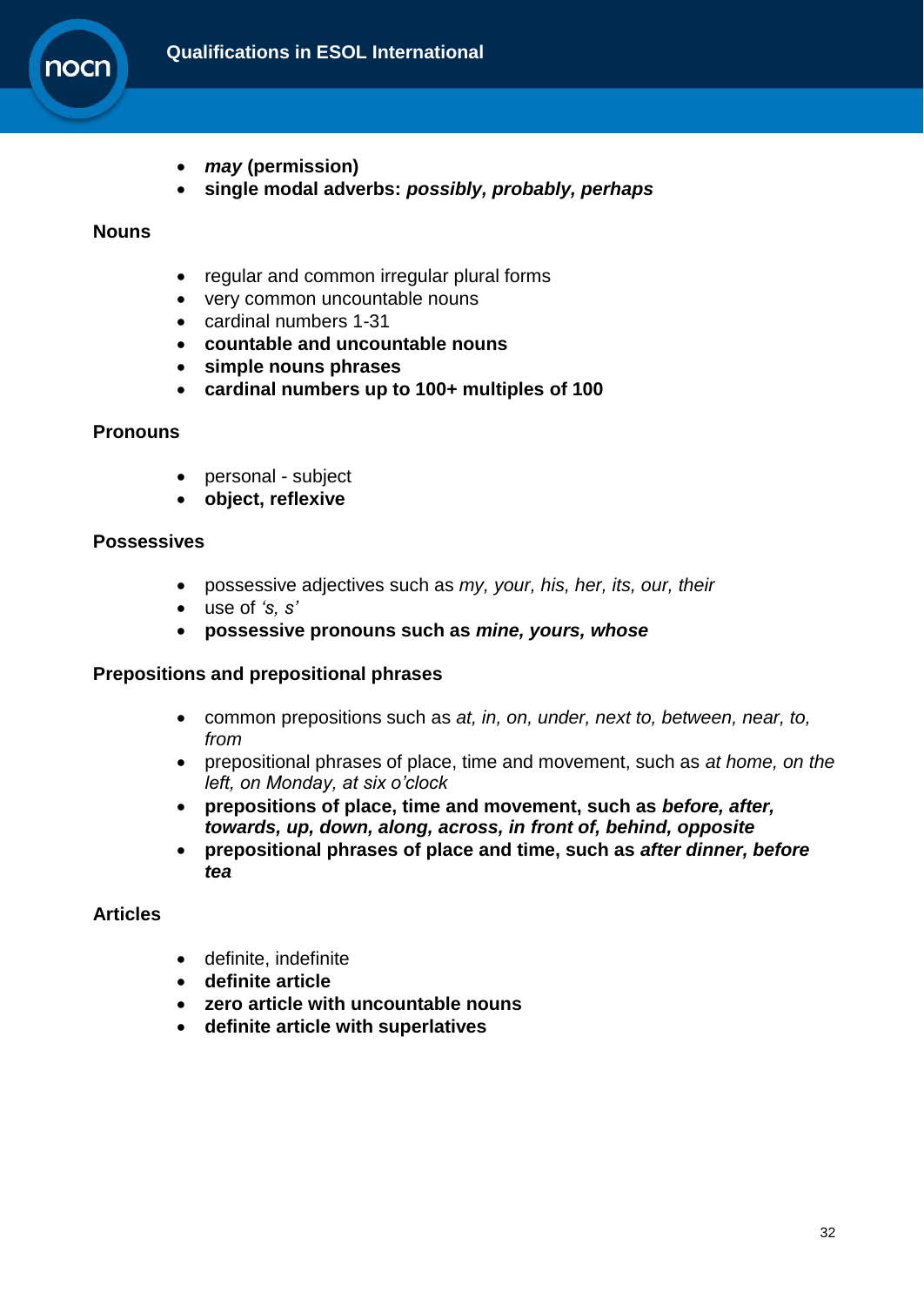- ***may* (permission)**
- **single modal adverbs: *possibly, probably, perhaps***

**Nouns**

- regular and common irregular plural forms
- very common uncountable nouns
- cardinal numbers 1-31
- **countable and uncountable nouns**
- **simple nouns phrases**
- **cardinal numbers up to 100+ multiples of 100**

**Pronouns**

- personal - subject
- **object, reflexive**

**Possessives**

- possessive adjectives such as *my, your, his, her, its, our, their*
- use of *'s, s'*
- **possessive pronouns such as *mine, yours, whose***

**Prepositions and prepositional phrases**

- common prepositions such as *at, in, on, under, next to, between, near, to, from*
- prepositional phrases of place, time and movement, such as *at home, on the left, on Monday, at six o'clock*
- **prepositions of place, time and movement, such as *before, after, towards, up, down, along, across, in front of, behind, opposite***
- **prepositional phrases of place and time, such as *after dinner, before tea***

**Articles**

- definite, indefinite
- **definite article**
- **zero article with uncountable nouns**
- **definite article with superlatives**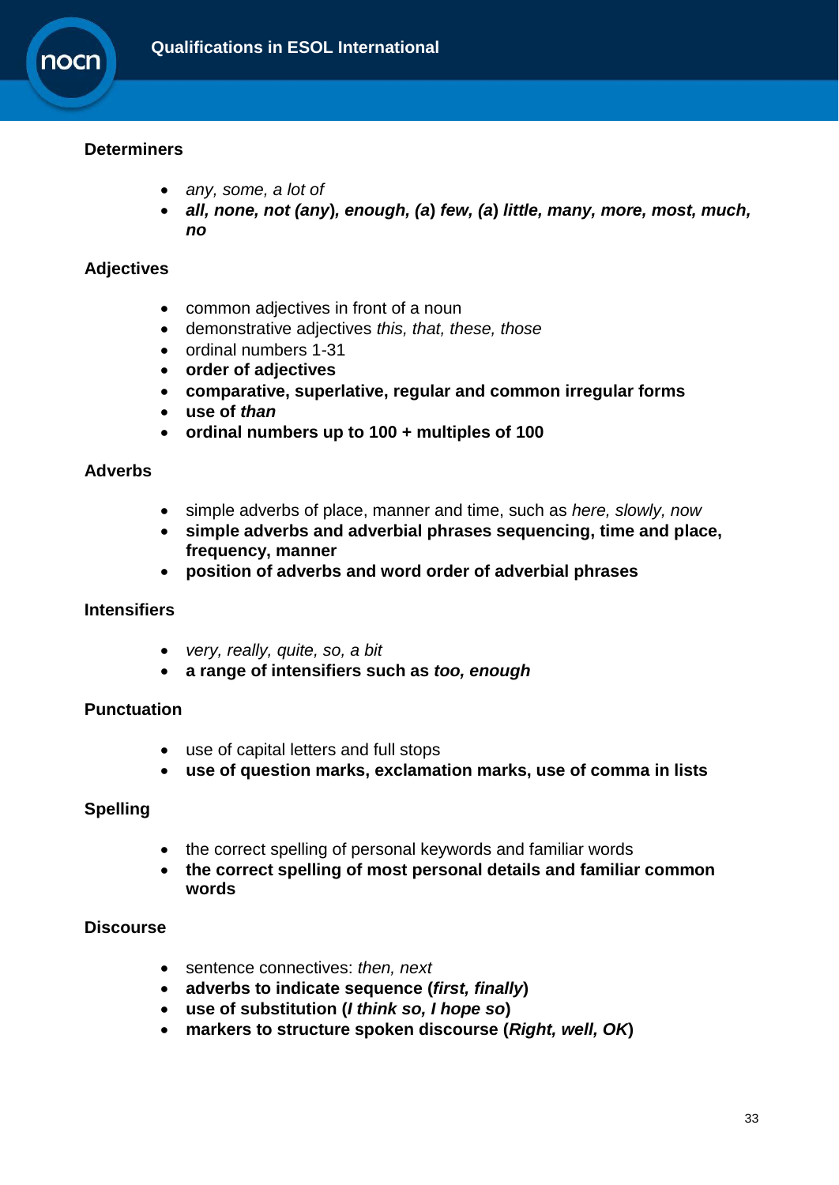### Determiners

- *any, some, a lot of*
- ***all, none, not (any), enough, (a) few, (a) little, many, more, most, much, no***

### Adjectives

- common adjectives in front of a noun
- demonstrative adjectives *this, that, these, those*
- ordinal numbers 1-31
- **order of adjectives**
- **comparative, superlative, regular and common irregular forms**
- **use of *than***
- **ordinal numbers up to 100 + multiples of 100**

### Adverbs

- simple adverbs of place, manner and time, such as *here, slowly, now*
- **simple adverbs and adverbial phrases sequencing, time and place, frequency, manner**
- **position of adverbs and word order of adverbial phrases**

### Intensifiers

- *very, really, quite, so, a bit*
- **a range of intensifiers such as *too, enough***

### Punctuation

- use of capital letters and full stops
- **use of question marks, exclamation marks, use of comma in lists**

### Spelling

- the correct spelling of personal keywords and familiar words
- **the correct spelling of most personal details and familiar common words**

### Discourse

- sentence connectives: *then, next*
- **adverbs to indicate sequence (*first, finally*)**
- **use of substitution (*I think so, I hope so*)**
- **markers to structure spoken discourse (*Right, well, OK*)**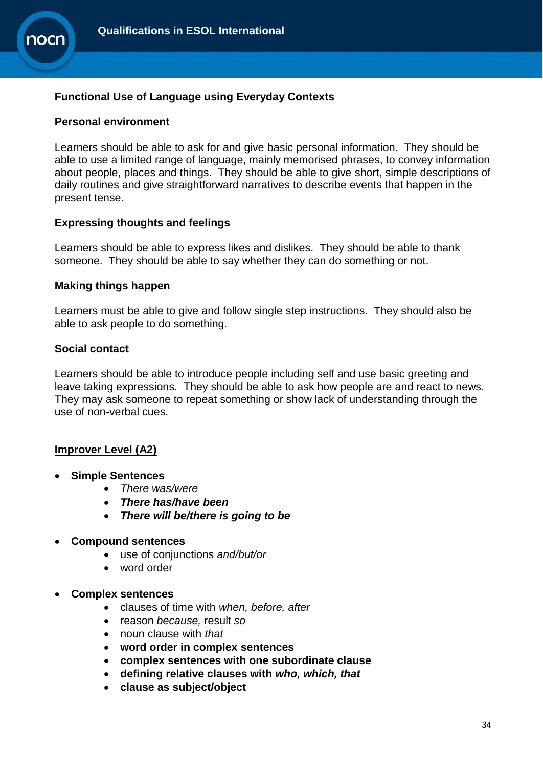**Functional Use of Language using Everyday Contexts**

**Personal environment**

Learners should be able to ask for and give basic personal information. They should be able to use a limited range of language, mainly memorised phrases, to convey information about people, places and things. They should be able to give short, simple descriptions of daily routines and give straightforward narratives to describe events that happen in the present tense.

**Expressing thoughts and feelings**

Learners should be able to express likes and dislikes. They should be able to thank someone. They should be able to say whether they can do something or not.

**Making things happen**

Learners must be able to give and follow single step instructions. They should also be able to ask people to do something.

**Social contact**

Learners should be able to introduce people including self and use basic greeting and leave taking expressions. They should be able to ask how people are and react to news. They may ask someone to repeat something or show lack of understanding through the use of non-verbal cues.

**<u>Improver Level (A2)</u>**

- **Simple Sentences**
    - *There was/were*
    - ***There has/have been***
    - ***There will be/there is going to be***

- **Compound sentences**
    - use of conjunctions *and/but/or*
    - word order

- **Complex sentences**
    - clauses of time with *when, before, after*
    - reason *because,* result *so*
    - noun clause with *that*
    - **word order in complex sentences**
    - **complex sentences with one subordinate clause**
    - **defining relative clauses with *who, which, that***
    - **clause as subject/object**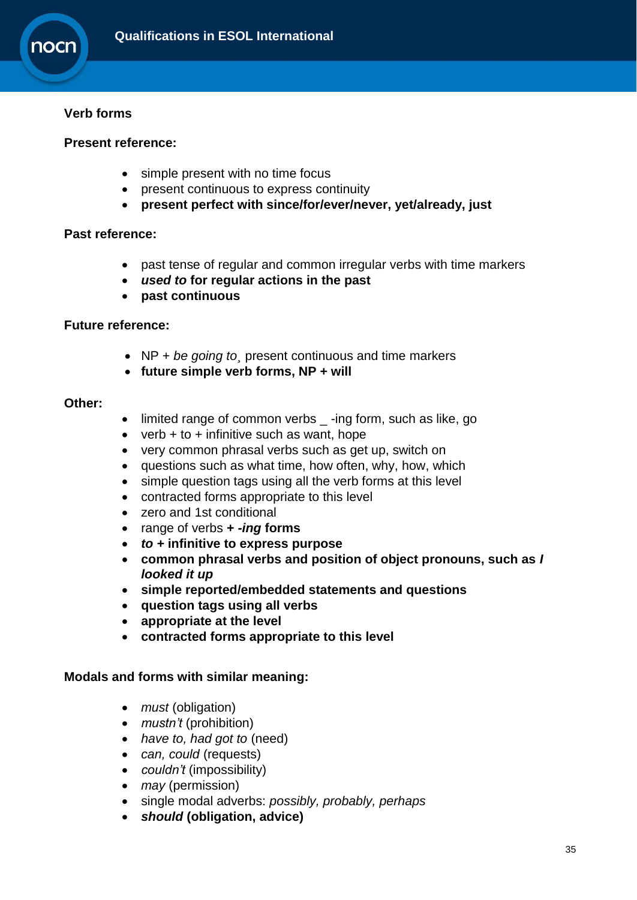**Verb forms**

**Present reference:**

- simple present with no time focus
- present continuous to express continuity
- **present perfect with since/for/ever/never, yet/already, just**

**Past reference:**

- past tense of regular and common irregular verbs with time markers
- ***used to* for regular actions in the past**
- **past continuous**

**Future reference:**

- NP + *be going to*¸ present continuous and time markers
- **future simple verb forms, NP + will**

**Other:**

- limited range of common verbs _ -ing form, such as like, go
- verb + to + infinitive such as want, hope
- very common phrasal verbs such as get up, switch on
- questions such as what time, how often, why, how, which
- simple question tags using all the verb forms at this level
- contracted forms appropriate to this level
- zero and 1st conditional
- range of verbs **+ *-ing* forms**
- ***to* + infinitive to express purpose**
- **common phrasal verbs and position of object pronouns, such as *I looked it up***
- **simple reported/embedded statements and questions**
- **question tags using all verbs**
- **appropriate at the level**
- **contracted forms appropriate to this level**

**Modals and forms with similar meaning:**

- *must* (obligation)
- *mustn't* (prohibition)
- *have to, had got to* (need)
- *can, could* (requests)
- *couldn't* (impossibility)
- *may* (permission)
- single modal adverbs: *possibly, probably, perhaps*
- ***should* (obligation, advice)**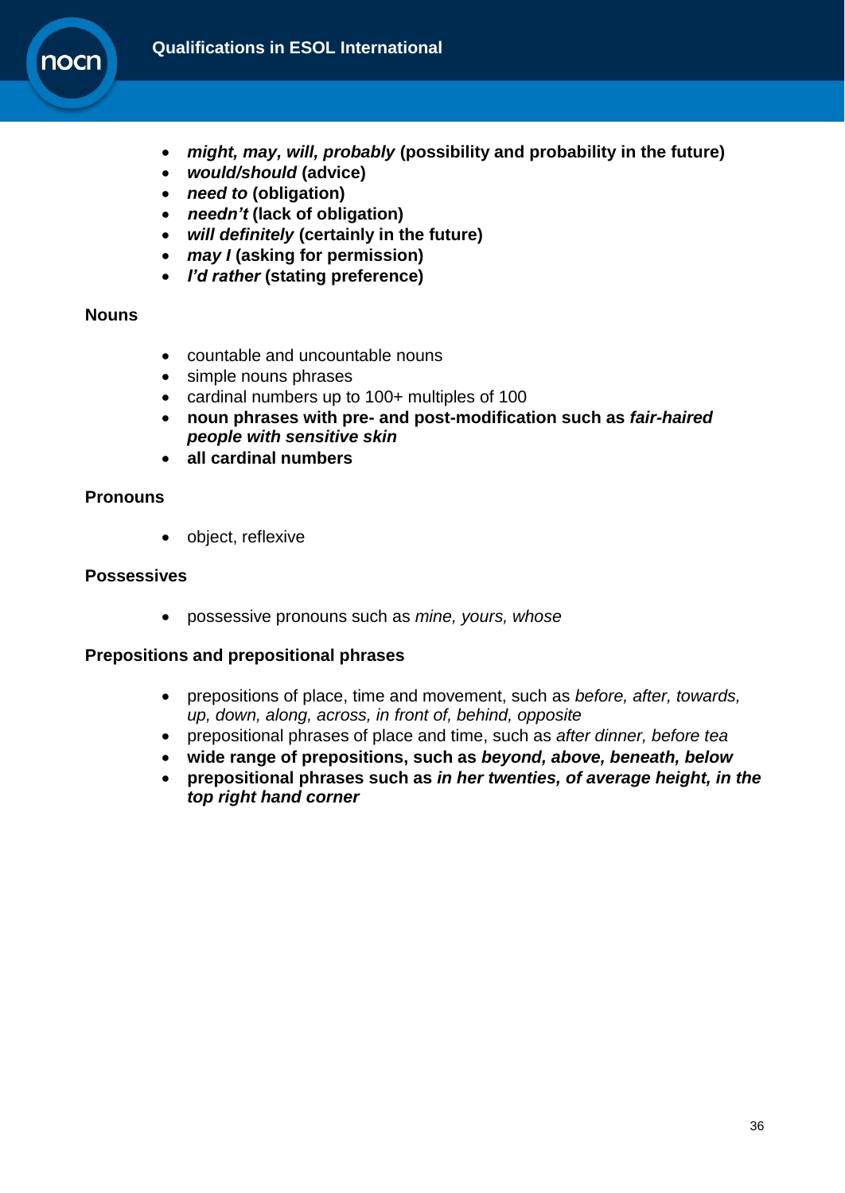- ***might, may, will, probably*** **(possibility and probability in the future)**
- ***would/should*** **(advice)**
- ***need to*** **(obligation)**
- ***needn't*** **(lack of obligation)**
- ***will definitely*** **(certainly in the future)**
- ***may I*** **(asking for permission)**
- ***I'd rather*** **(stating preference)**

**Nouns**

- countable and uncountable nouns
- simple nouns phrases
- cardinal numbers up to 100+ multiples of 100
- **noun phrases with pre- and post-modification such as *fair-haired people with sensitive skin***
- **all cardinal numbers**

**Pronouns**

- object, reflexive

**Possessives**

- possessive pronouns such as *mine, yours, whose*

**Prepositions and prepositional phrases**

- prepositions of place, time and movement, such as *before, after, towards, up, down, along, across, in front of, behind, opposite*
- prepositional phrases of place and time, such as *after dinner, before tea*
- **wide range of prepositions, such as *beyond, above, beneath, below***
- **prepositional phrases such as *in her twenties, of average height, in the top right hand corner***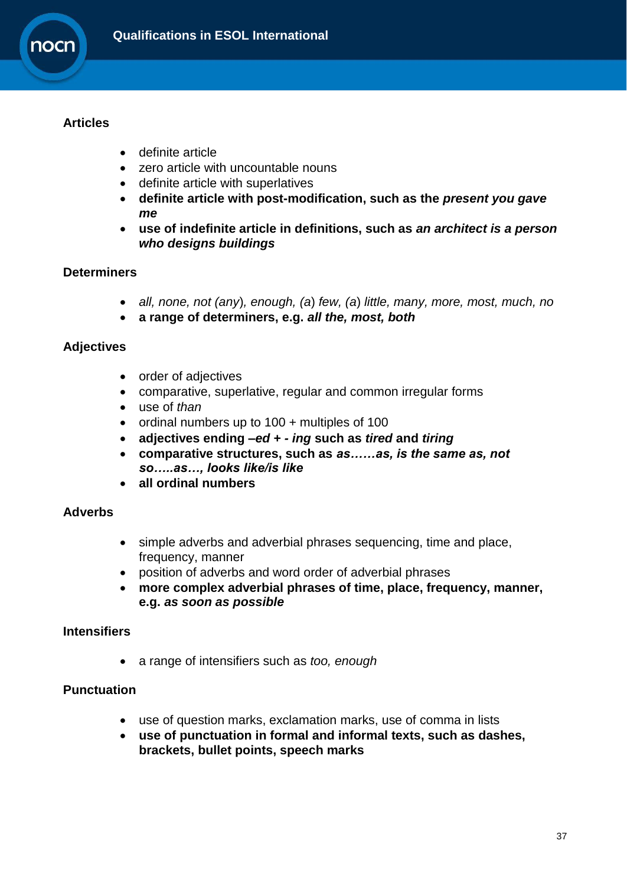## Articles

- definite article
- zero article with uncountable nouns
- definite article with superlatives
- **definite article with post-modification, such as the *present you gave me***
- **use of indefinite article in definitions, such as *an architect is a person who designs buildings***

## Determiners

- *all, none, not (any*), *enough,* (*a*) *few,* (*a*) *little, many, more, most, much, no*
- **a range of determiners, e.g. *all the, most, both***

## Adjectives

- order of adjectives
- comparative, superlative, regular and common irregular forms
- use of *than*
- ordinal numbers up to 100 + multiples of 100
- **adjectives ending *–ed* + *- ing* such as *tired* and *tiring***
- **comparative structures, such as *as……as, is the same as, not so…..as…, looks like/is like***
- **all ordinal numbers**

## Adverbs

- simple adverbs and adverbial phrases sequencing, time and place, frequency, manner
- position of adverbs and word order of adverbial phrases
- **more complex adverbial phrases of time, place, frequency, manner, e.g. *as soon as possible***

## Intensifiers

- a range of intensifiers such as *too, enough*

## Punctuation

- use of question marks, exclamation marks, use of comma in lists
- **use of punctuation in formal and informal texts, such as dashes, brackets, bullet points, speech marks**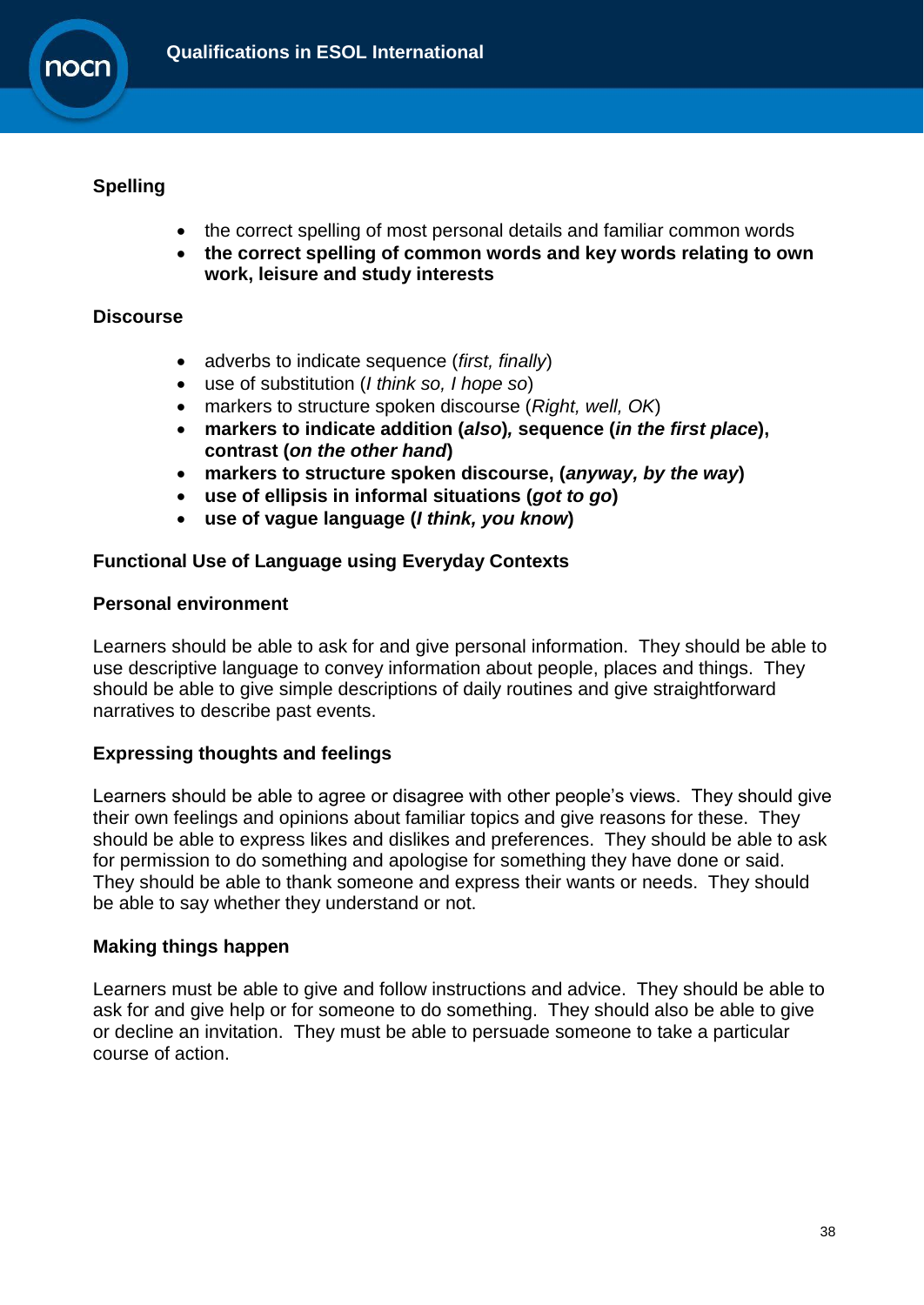**Spelling**

- the correct spelling of most personal details and familiar common words
- **the correct spelling of common words and key words relating to own work, leisure and study interests**

**Discourse**

- adverbs to indicate sequence (*first, finally*)
- use of substitution (*I think so, I hope so*)
- markers to structure spoken discourse (*Right, well, OK*)
- **markers to indicate addition (*also*), sequence (*in the first place*), contrast (*on the other hand*)**
- **markers to structure spoken discourse, (*anyway, by the way*)**
- **use of ellipsis in informal situations (*got to go*)**
- **use of vague language (*I think, you know*)**

**Functional Use of Language using Everyday Contexts**

**Personal environment**

Learners should be able to ask for and give personal information. They should be able to use descriptive language to convey information about people, places and things. They should be able to give simple descriptions of daily routines and give straightforward narratives to describe past events.

**Expressing thoughts and feelings**

Learners should be able to agree or disagree with other people's views. They should give their own feelings and opinions about familiar topics and give reasons for these. They should be able to express likes and dislikes and preferences. They should be able to ask for permission to do something and apologise for something they have done or said. They should be able to thank someone and express their wants or needs. They should be able to say whether they understand or not.

**Making things happen**

Learners must be able to give and follow instructions and advice. They should be able to ask for and give help or for someone to do something. They should also be able to give or decline an invitation. They must be able to persuade someone to take a particular course of action.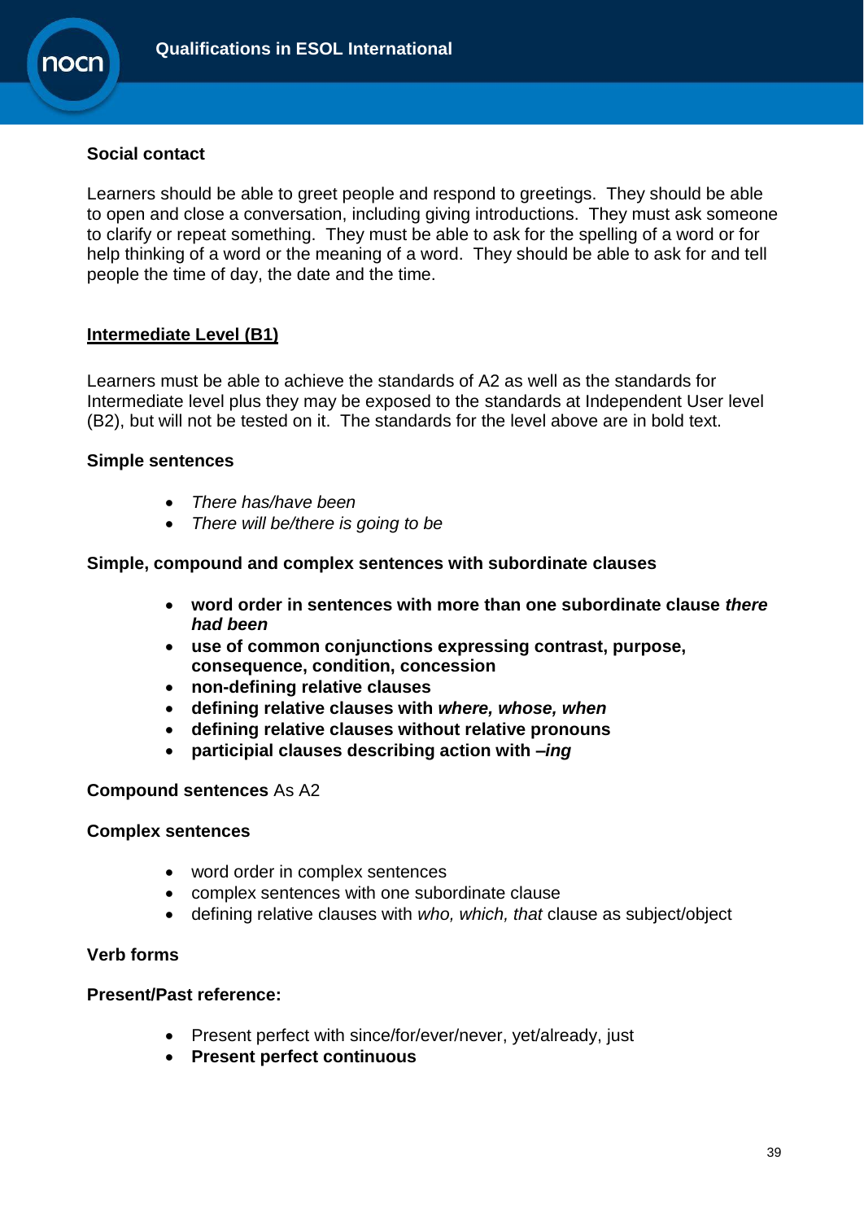### Social contact

Learners should be able to greet people and respond to greetings. They should be able to open and close a conversation, including giving introductions. They must ask someone to clarify or repeat something. They must be able to ask for the spelling of a word or for help thinking of a word or the meaning of a word. They should be able to ask for and tell people the time of day, the date and the time.

## <u>Intermediate Level (B1)</u>

Learners must be able to achieve the standards of A2 as well as the standards for Intermediate level plus they may be exposed to the standards at Independent User level (B2), but will not be tested on it. The standards for the level above are in bold text.

### Simple sentences

- *There has/have been*
- *There will be/there is going to be*

### Simple, compound and complex sentences with subordinate clauses

- **word order in sentences with more than one subordinate clause *there had been***
- **use of common conjunctions expressing contrast, purpose, consequence, condition, concession**
- **non-defining relative clauses**
- **defining relative clauses with *where, whose, when***
- **defining relative clauses without relative pronouns**
- **participial clauses describing action with *–ing***

**Compound sentences** As A2

### Complex sentences

- word order in complex sentences
- complex sentences with one subordinate clause
- defining relative clauses with *who, which, that* clause as subject/object

### Verb forms

### Present/Past reference:

- Present perfect with since/for/ever/never, yet/already, just
- **Present perfect continuous**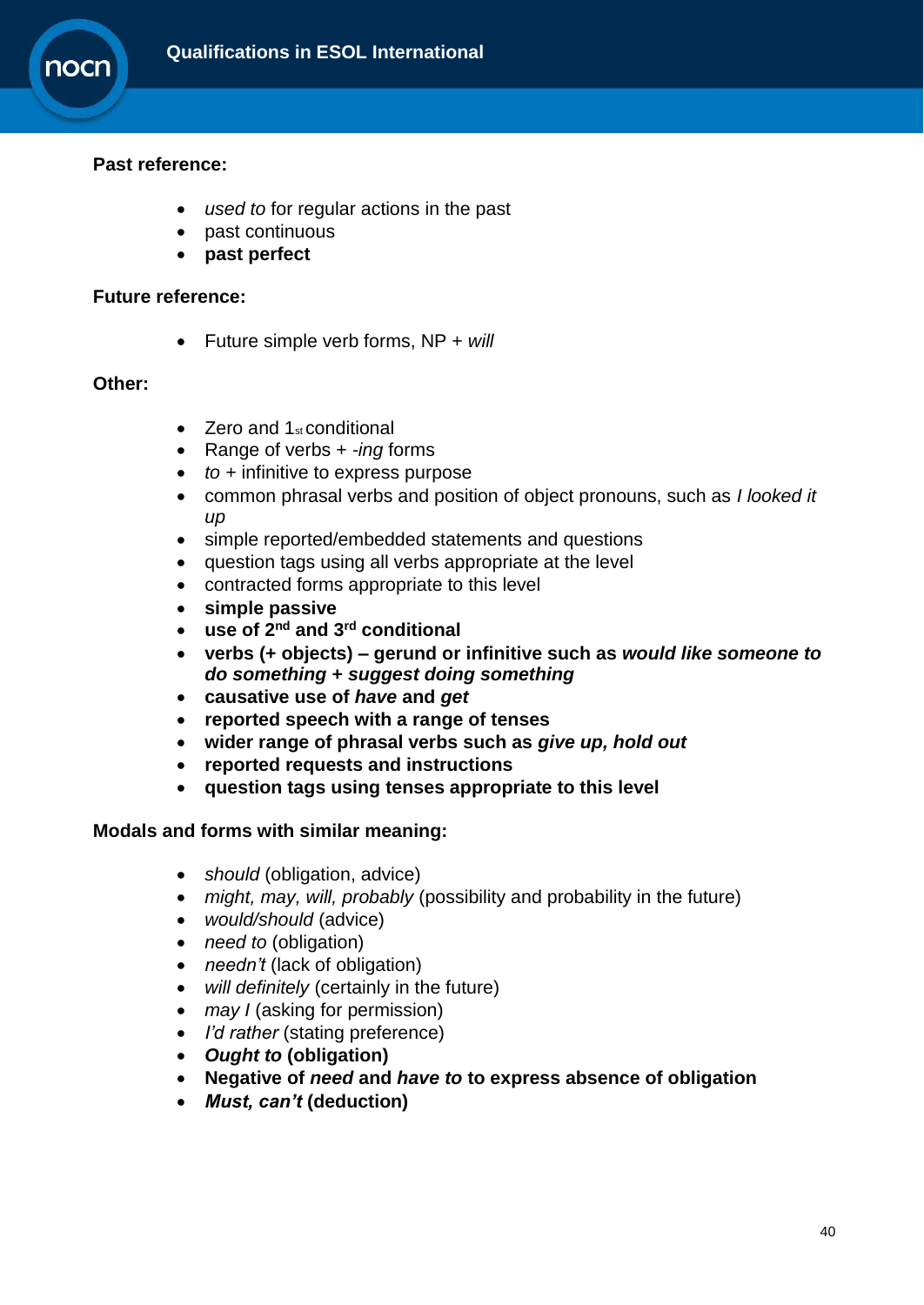**Past reference:**

- *used to* for regular actions in the past
- past continuous
- **past perfect**

**Future reference:**

- Future simple verb forms, NP + *will*

**Other:**

- Zero and 1st conditional
- Range of verbs + *-ing* forms
- *to* + infinitive to express purpose
- common phrasal verbs and position of object pronouns, such as *I looked it up*
- simple reported/embedded statements and questions
- question tags using all verbs appropriate at the level
- contracted forms appropriate to this level
- **simple passive**
- **use of 2nd and 3rd conditional**
- **verbs (+ objects) – gerund or infinitive such as *would like someone to do something + suggest doing something***
- **causative use of *have* and *get***
- **reported speech with a range of tenses**
- **wider range of phrasal verbs such as *give up, hold out***
- **reported requests and instructions**
- **question tags using tenses appropriate to this level**

**Modals and forms with similar meaning:**

- *should* (obligation, advice)
- *might, may, will, probably* (possibility and probability in the future)
- *would/should* (advice)
- *need to* (obligation)
- *needn't* (lack of obligation)
- *will definitely* (certainly in the future)
- *may I* (asking for permission)
- *I'd rather* (stating preference)
- ***Ought to* (obligation)**
- **Negative of *need* and *have to* to express absence of obligation**
- ***Must, can't* (deduction)**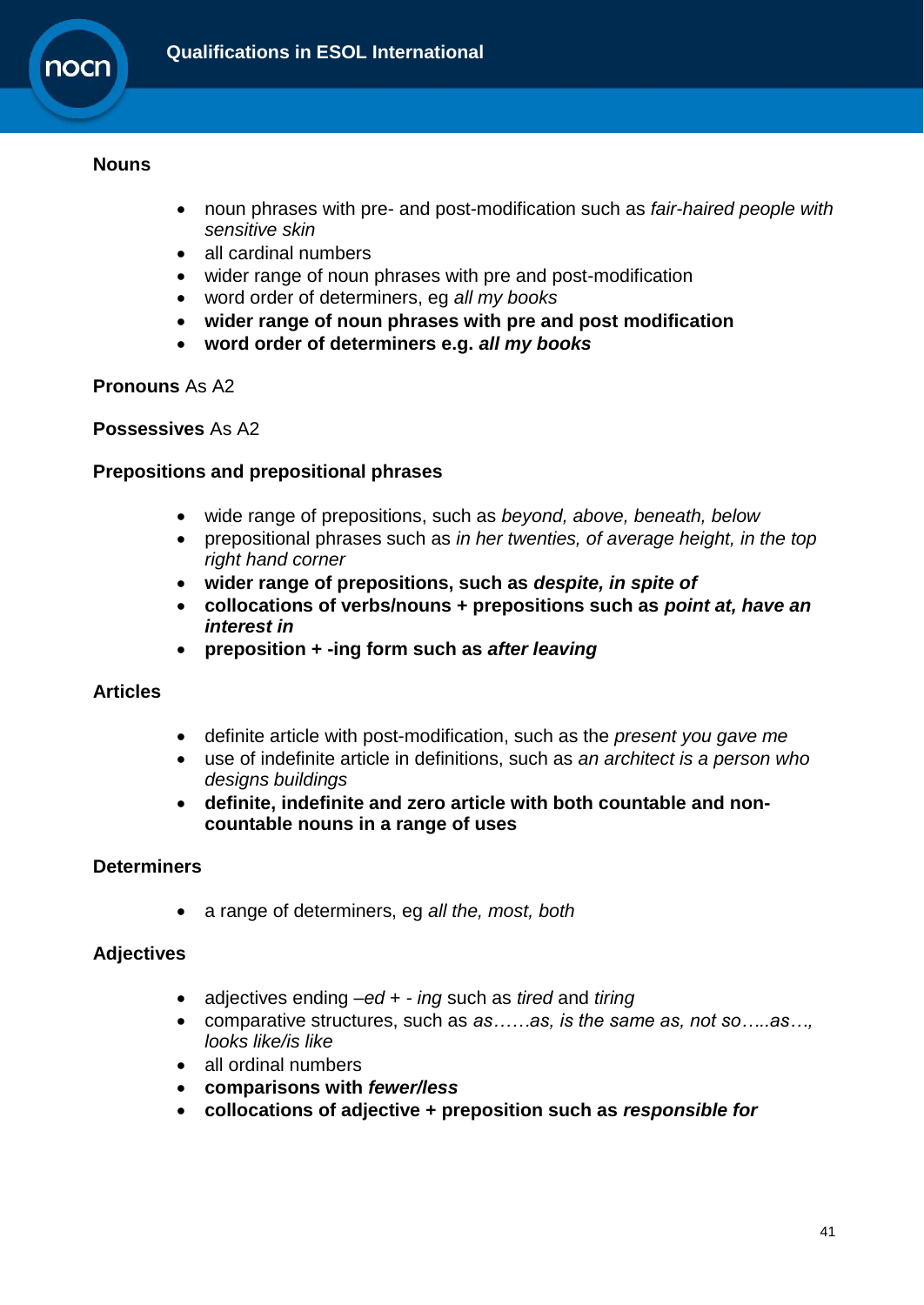**Nouns**

- noun phrases with pre- and post-modification such as *fair-haired people with sensitive skin*
- all cardinal numbers
- wider range of noun phrases with pre and post-modification
- word order of determiners, eg *all my books*
- **wider range of noun phrases with pre and post modification**
- **word order of determiners e.g. *all my books***

**Pronouns** As A2

**Possessives** As A2

**Prepositions and prepositional phrases**

- wide range of prepositions, such as *beyond, above, beneath, below*
- prepositional phrases such as *in her twenties, of average height, in the top right hand corner*
- **wider range of prepositions, such as *despite, in spite of***
- **collocations of verbs/nouns + prepositions such as *point at, have an interest in***
- **preposition + -ing form such as *after leaving***

**Articles**

- definite article with post-modification, such as the *present you gave me*
- use of indefinite article in definitions, such as *an architect is a person who designs buildings*
- **definite, indefinite and zero article with both countable and non-countable nouns in a range of uses**

**Determiners**

- a range of determiners, eg *all the, most, both*

**Adjectives**

- adjectives ending *–ed* + *- ing* such as *tired* and *tiring*
- comparative structures, such as *as……as, is the same as, not so…..as…, looks like/is like*
- all ordinal numbers
- **comparisons with *fewer/less***
- **collocations of adjective + preposition such as *responsible for***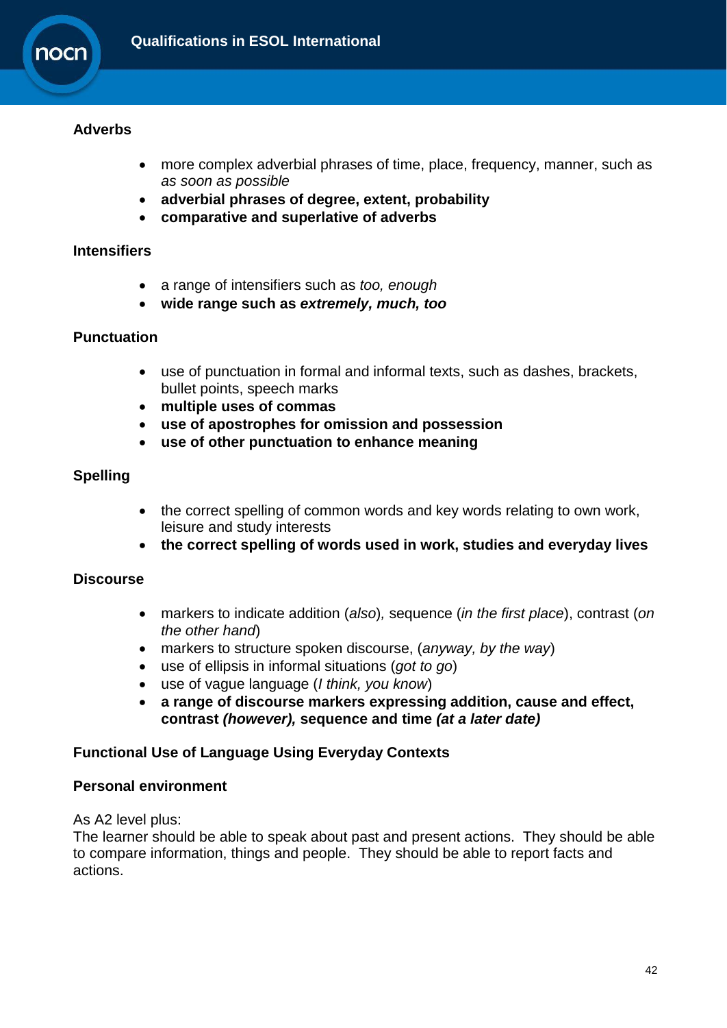**Adverbs**

- more complex adverbial phrases of time, place, frequency, manner, such as *as soon as possible*
- **adverbial phrases of degree, extent, probability**
- **comparative and superlative of adverbs**

**Intensifiers**

- a range of intensifiers such as *too, enough*
- **wide range such as *extremely, much, too***

**Punctuation**

- use of punctuation in formal and informal texts, such as dashes, brackets, bullet points, speech marks
- **multiple uses of commas**
- **use of apostrophes for omission and possession**
- **use of other punctuation to enhance meaning**

**Spelling**

- the correct spelling of common words and key words relating to own work, leisure and study interests
- **the correct spelling of words used in work, studies and everyday lives**

**Discourse**

- markers to indicate addition (*also*), sequence (*in the first place*), contrast (*on the other hand*)
- markers to structure spoken discourse, (*anyway, by the way*)
- use of ellipsis in informal situations (*got to go*)
- use of vague language (*I think, you know*)
- **a range of discourse markers expressing addition, cause and effect, contrast *(however)*, sequence and time *(at a later date)***

**Functional Use of Language Using Everyday Contexts**

**Personal environment**

As A2 level plus:
The learner should be able to speak about past and present actions. They should be able to compare information, things and people. They should be able to report facts and actions.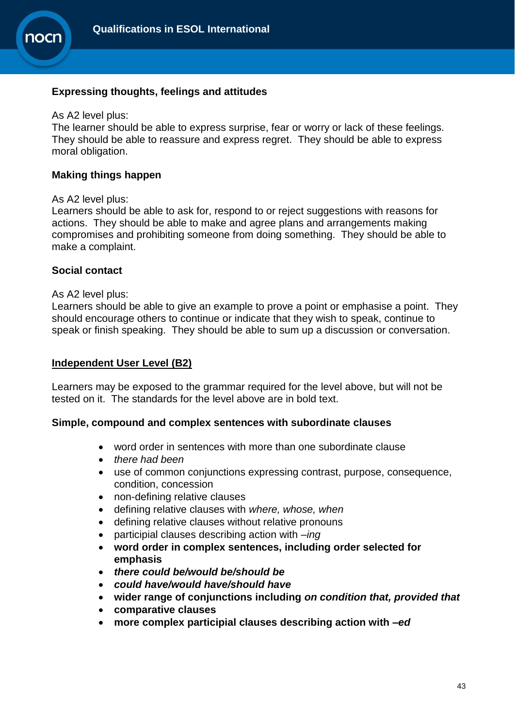**Expressing thoughts, feelings and attitudes**

As A2 level plus:
The learner should be able to express surprise, fear or worry or lack of these feelings. They should be able to reassure and express regret. They should be able to express moral obligation.

**Making things happen**

As A2 level plus:
Learners should be able to ask for, respond to or reject suggestions with reasons for actions. They should be able to make and agree plans and arrangements making compromises and prohibiting someone from doing something. They should be able to make a complaint.

**Social contact**

As A2 level plus:
Learners should be able to give an example to prove a point or emphasise a point. They should encourage others to continue or indicate that they wish to speak, continue to speak or finish speaking. They should be able to sum up a discussion or conversation.

## Independent User Level (B2)

Learners may be exposed to the grammar required for the level above, but will not be tested on it. The standards for the level above are in bold text.

**Simple, compound and complex sentences with subordinate clauses**

- word order in sentences with more than one subordinate clause
- *there had been*
- use of common conjunctions expressing contrast, purpose, consequence, condition, concession
- non-defining relative clauses
- defining relative clauses with *where, whose, when*
- defining relative clauses without relative pronouns
- participial clauses describing action with *–ing*
- **word order in complex sentences, including order selected for emphasis**
- ***there could be/would be/should be***
- ***could have/would have/should have***
- **wider range of conjunctions including *on condition that, provided that***
- **comparative clauses**
- **more complex participial clauses describing action with *–ed***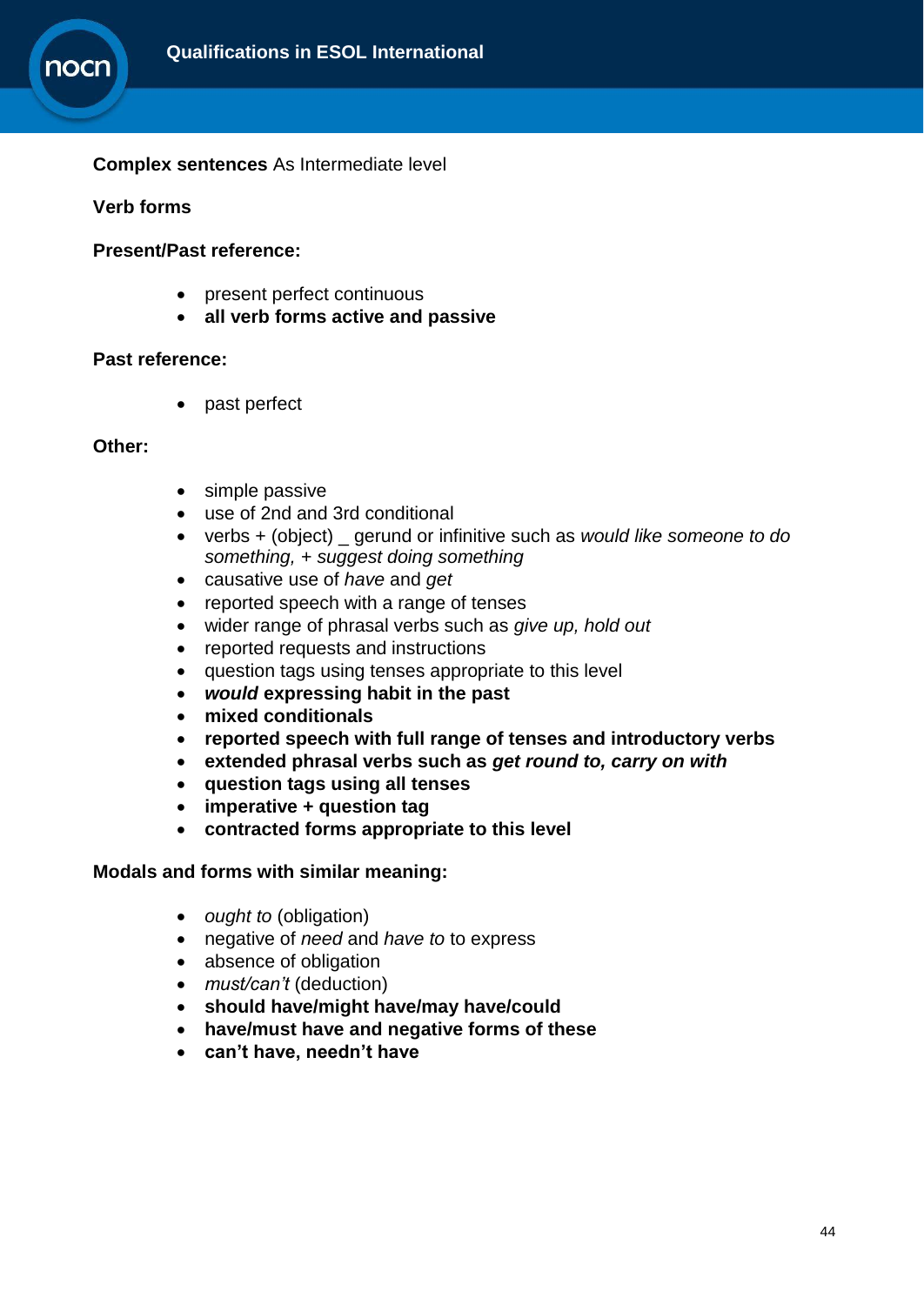**Complex sentences** As Intermediate level

**Verb forms**

**Present/Past reference:**

- present perfect continuous
- **all verb forms active and passive**

**Past reference:**

- past perfect

**Other:**

- simple passive
- use of 2nd and 3rd conditional
- verbs + (object) _ gerund or infinitive such as *would like someone to do something, + suggest doing something*
- causative use of *have* and *get*
- reported speech with a range of tenses
- wider range of phrasal verbs such as *give up, hold out*
- reported requests and instructions
- question tags using tenses appropriate to this level
- ***would* expressing habit in the past**
- **mixed conditionals**
- **reported speech with full range of tenses and introductory verbs**
- **extended phrasal verbs such as *get round to, carry on with***
- **question tags using all tenses**
- **imperative + question tag**
- **contracted forms appropriate to this level**

**Modals and forms with similar meaning:**

- *ought to* (obligation)
- negative of *need* and *have to* to express
- absence of obligation
- *must/can't* (deduction)
- **should have/might have/may have/could**
- **have/must have and negative forms of these**
- **can't have, needn't have**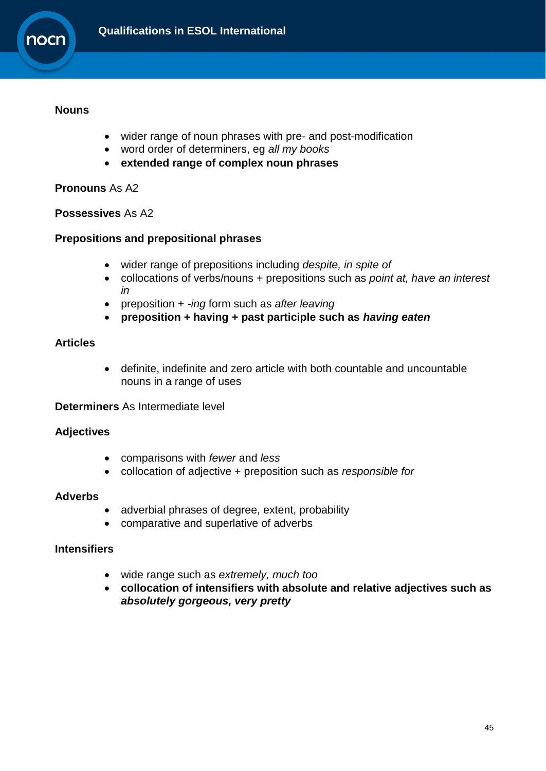**Nouns**

- wider range of noun phrases with pre- and post-modification
- word order of determiners, eg *all my books*
- **extended range of complex noun phrases**

**Pronouns** As A2

**Possessives** As A2

**Prepositions and prepositional phrases**

- wider range of prepositions including *despite, in spite of*
- collocations of verbs/nouns + prepositions such as *point at, have an interest in*
- preposition + *-ing* form such as *after leaving*
- **preposition + having + past participle such as *having eaten***

**Articles**

- definite, indefinite and zero article with both countable and uncountable nouns in a range of uses

**Determiners** As Intermediate level

**Adjectives**

- comparisons with *fewer* and *less*
- collocation of adjective + preposition such as *responsible for*

**Adverbs**

- adverbial phrases of degree, extent, probability
- comparative and superlative of adverbs

**Intensifiers**

- wide range such as *extremely, much too*
- **collocation of intensifiers with absolute and relative adjectives such as *absolutely gorgeous, very pretty***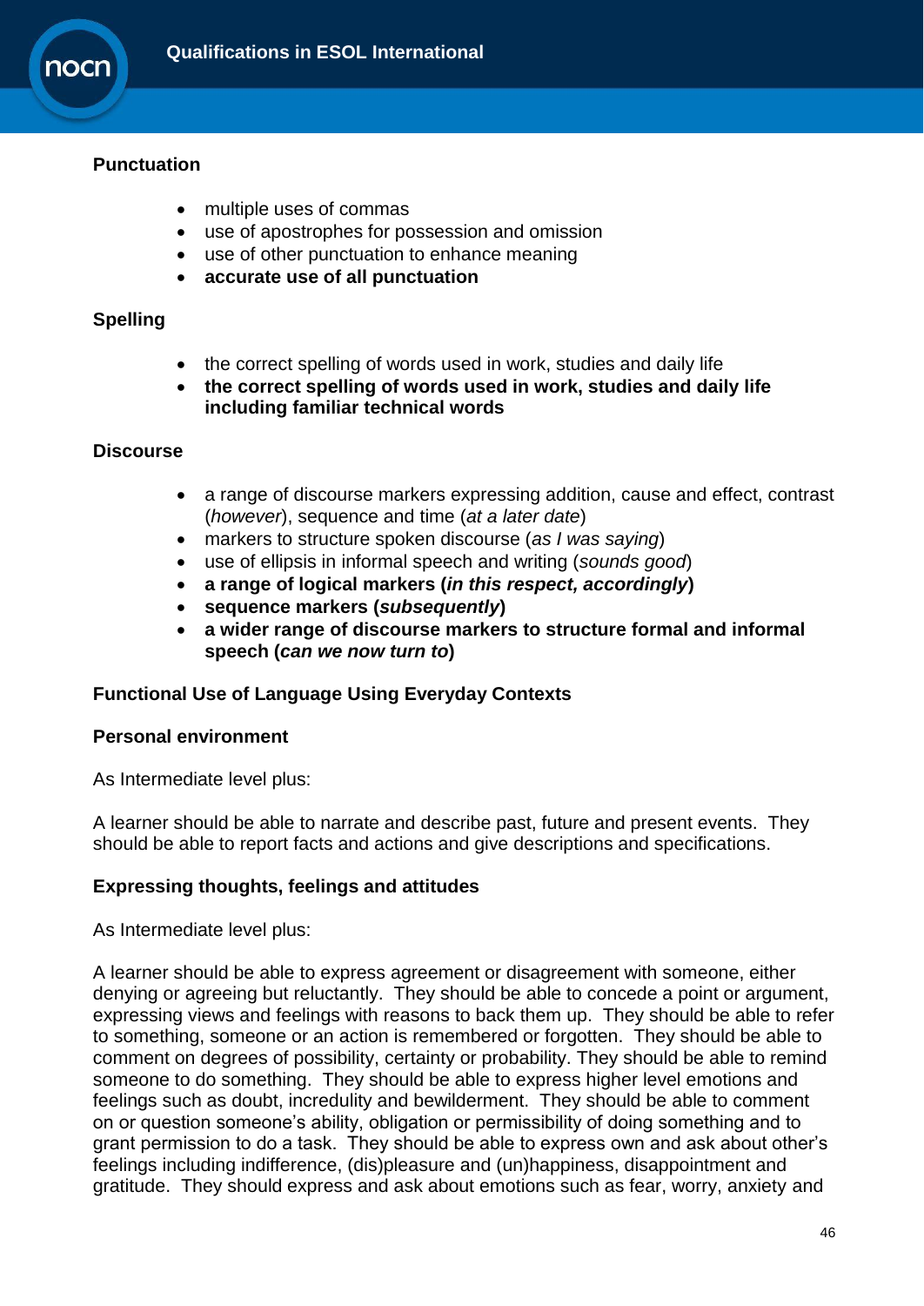**Punctuation**

- multiple uses of commas
- use of apostrophes for possession and omission
- use of other punctuation to enhance meaning
- **accurate use of all punctuation**

**Spelling**

- the correct spelling of words used in work, studies and daily life
- **the correct spelling of words used in work, studies and daily life including familiar technical words**

**Discourse**

- a range of discourse markers expressing addition, cause and effect, contrast (*however*), sequence and time (*at a later date*)
- markers to structure spoken discourse (*as I was saying*)
- use of ellipsis in informal speech and writing (*sounds good*)
- **a range of logical markers (*in this respect, accordingly*)**
- **sequence markers (*subsequently*)**
- **a wider range of discourse markers to structure formal and informal speech (*can we now turn to*)**

**Functional Use of Language Using Everyday Contexts**

**Personal environment**

As Intermediate level plus:

A learner should be able to narrate and describe past, future and present events. They should be able to report facts and actions and give descriptions and specifications.

**Expressing thoughts, feelings and attitudes**

As Intermediate level plus:

A learner should be able to express agreement or disagreement with someone, either denying or agreeing but reluctantly. They should be able to concede a point or argument, expressing views and feelings with reasons to back them up. They should be able to refer to something, someone or an action is remembered or forgotten. They should be able to comment on degrees of possibility, certainty or probability. They should be able to remind someone to do something. They should be able to express higher level emotions and feelings such as doubt, incredulity and bewilderment. They should be able to comment on or question someone's ability, obligation or permissibility of doing something and to grant permission to do a task. They should be able to express own and ask about other's feelings including indifference, (dis)pleasure and (un)happiness, disappointment and gratitude. They should express and ask about emotions such as fear, worry, anxiety and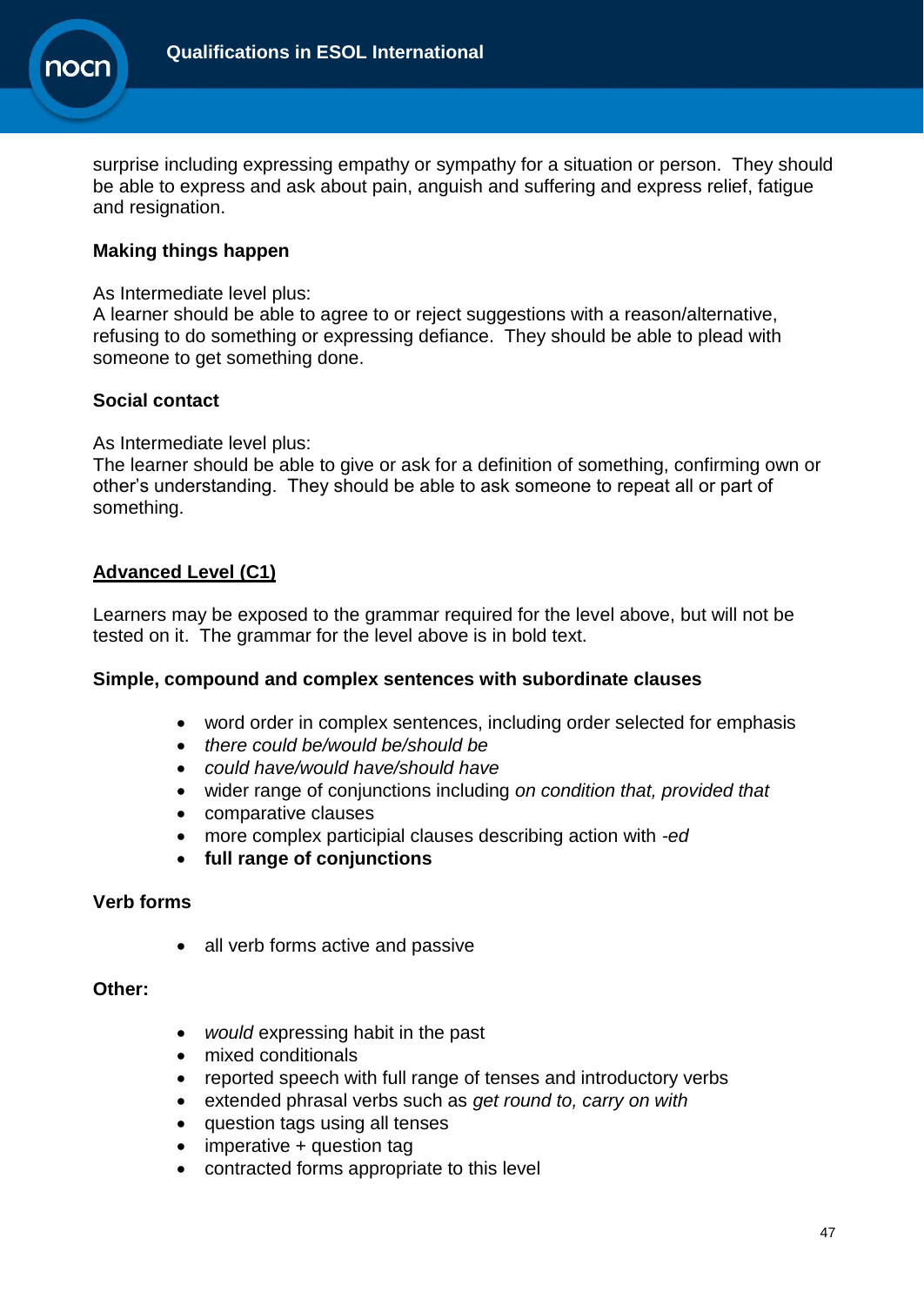surprise including expressing empathy or sympathy for a situation or person. They should be able to express and ask about pain, anguish and suffering and express relief, fatigue and resignation.

**Making things happen**

As Intermediate level plus:
A learner should be able to agree to or reject suggestions with a reason/alternative, refusing to do something or expressing defiance. They should be able to plead with someone to get something done.

**Social contact**

As Intermediate level plus:
The learner should be able to give or ask for a definition of something, confirming own or other's understanding. They should be able to ask someone to repeat all or part of something.

## Advanced Level (C1)

Learners may be exposed to the grammar required for the level above, but will not be tested on it. The grammar for the level above is in bold text.

**Simple, compound and complex sentences with subordinate clauses**

- word order in complex sentences, including order selected for emphasis
- *there could be/would be/should be*
- *could have/would have/should have*
- wider range of conjunctions including *on condition that, provided that*
- comparative clauses
- more complex participial clauses describing action with *-ed*
- **full range of conjunctions**

**Verb forms**

- all verb forms active and passive

**Other:**

- *would* expressing habit in the past
- mixed conditionals
- reported speech with full range of tenses and introductory verbs
- extended phrasal verbs such as *get round to, carry on with*
- question tags using all tenses
- imperative + question tag
- contracted forms appropriate to this level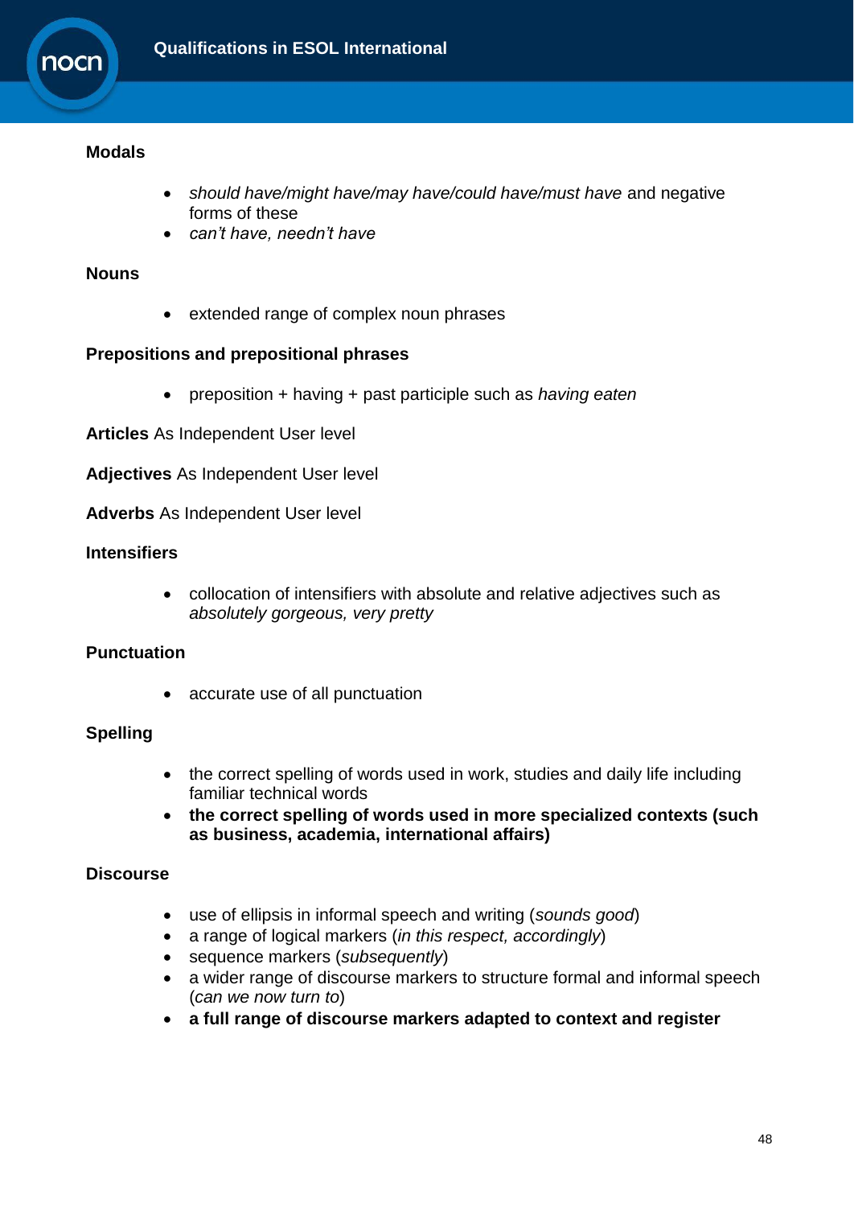**Modals**

- *should have/might have/may have/could have/must have* and negative forms of these
- *can't have, needn't have*

**Nouns**

- extended range of complex noun phrases

**Prepositions and prepositional phrases**

- preposition + having + past participle such as *having eaten*

**Articles** As Independent User level

**Adjectives** As Independent User level

**Adverbs** As Independent User level

**Intensifiers**

- collocation of intensifiers with absolute and relative adjectives such as *absolutely gorgeous, very pretty*

**Punctuation**

- accurate use of all punctuation

**Spelling**

- the correct spelling of words used in work, studies and daily life including familiar technical words
- **the correct spelling of words used in more specialized contexts (such as business, academia, international affairs)**

**Discourse**

- use of ellipsis in informal speech and writing (*sounds good*)
- a range of logical markers (*in this respect, accordingly*)
- sequence markers (*subsequently*)
- a wider range of discourse markers to structure formal and informal speech (*can we now turn to*)
- **a full range of discourse markers adapted to context and register**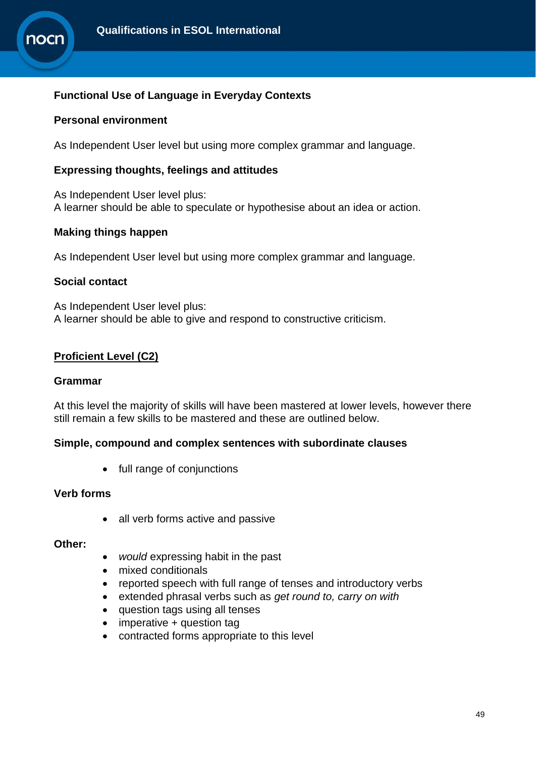### Functional Use of Language in Everyday Contexts

**Personal environment**

As Independent User level but using more complex grammar and language.

**Expressing thoughts, feelings and attitudes**

As Independent User level plus:
A learner should be able to speculate or hypothesise about an idea or action.

**Making things happen**

As Independent User level but using more complex grammar and language.

**Social contact**

As Independent User level plus:
A learner should be able to give and respond to constructive criticism.

## Proficient Level (C2)

### Grammar

At this level the majority of skills will have been mastered at lower levels, however there still remain a few skills to be mastered and these are outlined below.

**Simple, compound and complex sentences with subordinate clauses**

- full range of conjunctions

**Verb forms**

- all verb forms active and passive

**Other:**

- *would* expressing habit in the past
- mixed conditionals
- reported speech with full range of tenses and introductory verbs
- extended phrasal verbs such as *get round to, carry on with*
- question tags using all tenses
- imperative + question tag
- contracted forms appropriate to this level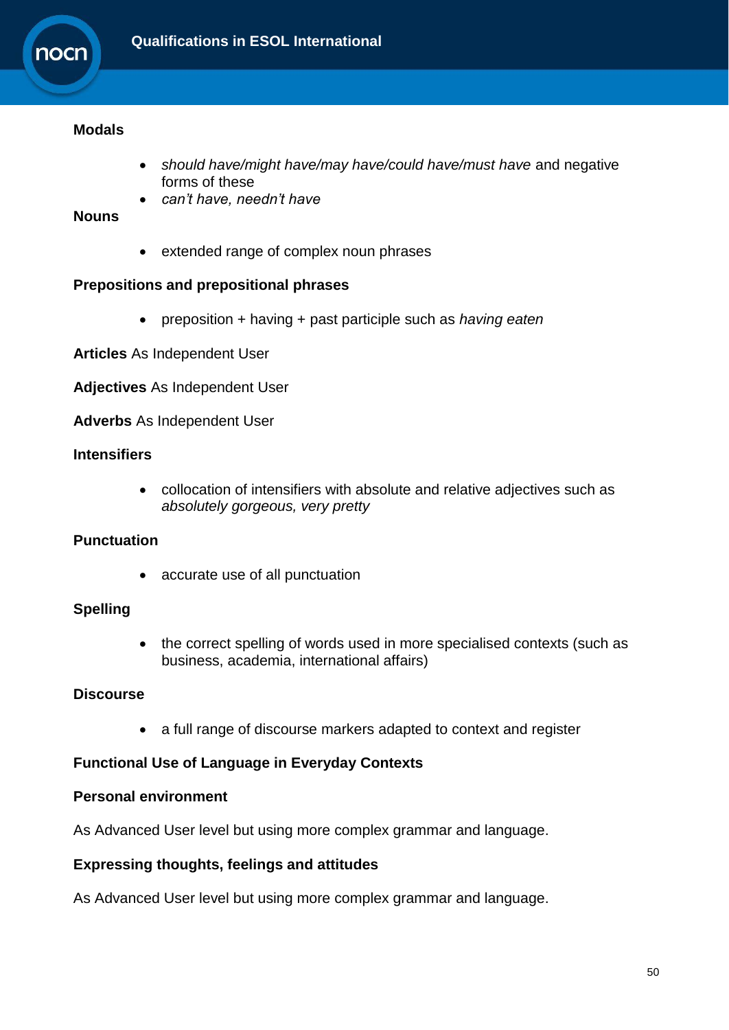**Modals**

- *should have/might have/may have/could have/must have* and negative forms of these
- *can't have, needn't have*

**Nouns**

- extended range of complex noun phrases

**Prepositions and prepositional phrases**

- preposition + having + past participle such as *having eaten*

**Articles** As Independent User

**Adjectives** As Independent User

**Adverbs** As Independent User

**Intensifiers**

- collocation of intensifiers with absolute and relative adjectives such as *absolutely gorgeous, very pretty*

**Punctuation**

- accurate use of all punctuation

**Spelling**

- the correct spelling of words used in more specialised contexts (such as business, academia, international affairs)

**Discourse**

- a full range of discourse markers adapted to context and register

**Functional Use of Language in Everyday Contexts**

**Personal environment**

As Advanced User level but using more complex grammar and language.

**Expressing thoughts, feelings and attitudes**

As Advanced User level but using more complex grammar and language.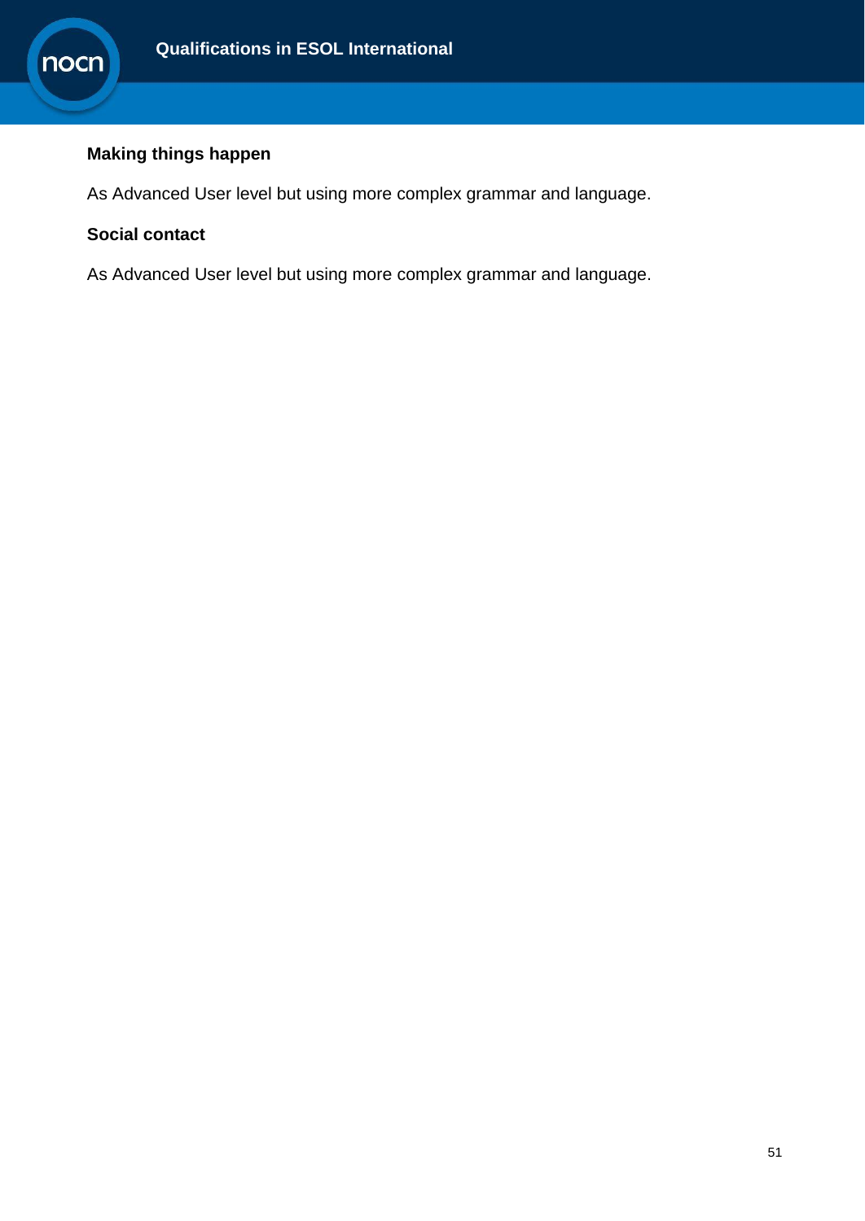**Making things happen**

As Advanced User level but using more complex grammar and language.

**Social contact**

As Advanced User level but using more complex grammar and language.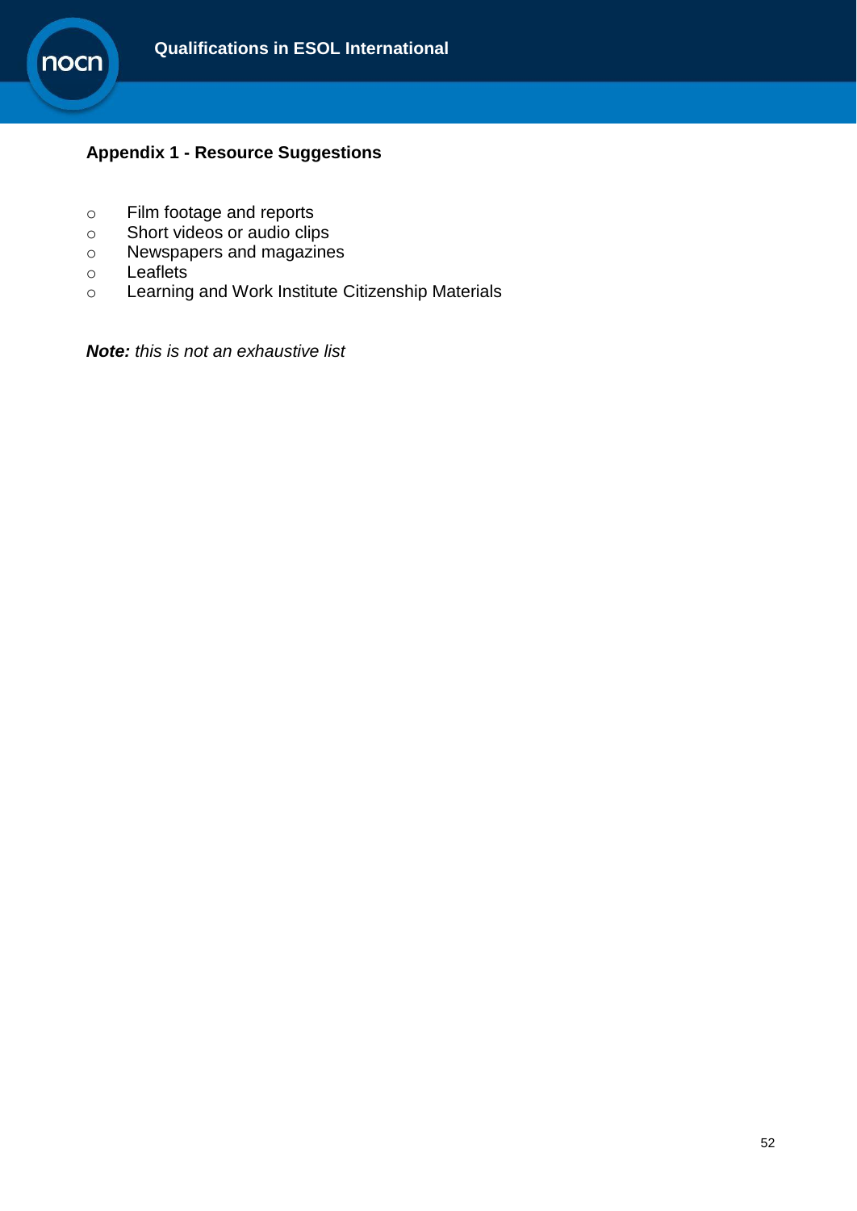## Appendix 1 - Resource Suggestions

- Film footage and reports
- Short videos or audio clips
- Newspapers and magazines
- Leaflets
- Learning and Work Institute Citizenship Materials

***Note:*** *this is not an exhaustive list*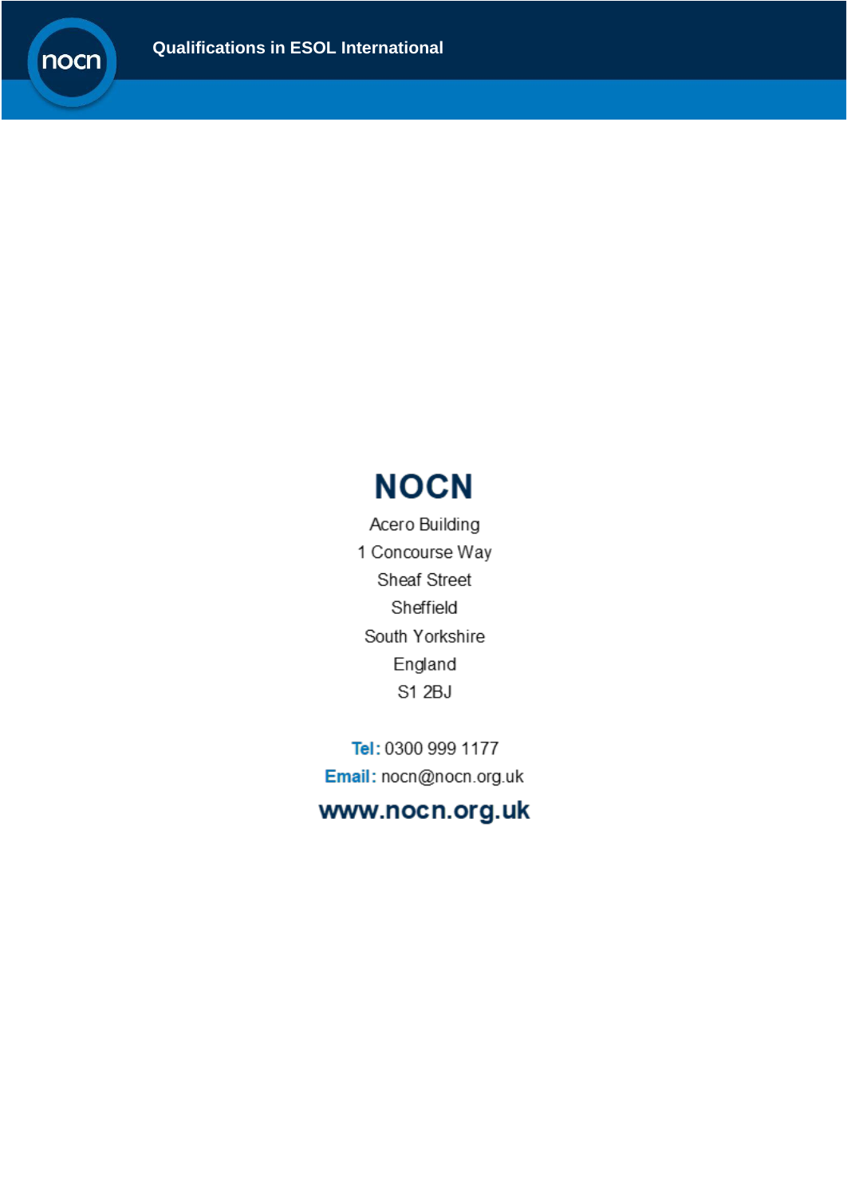# NOCN

Acero Building

1 Concourse Way

Sheaf Street

Sheffield

South Yorkshire

England

S1 2BJ

**Tel:** 0300 999 1177

**Email:** nocn@nocn.org.uk

**www.nocn.org.uk**